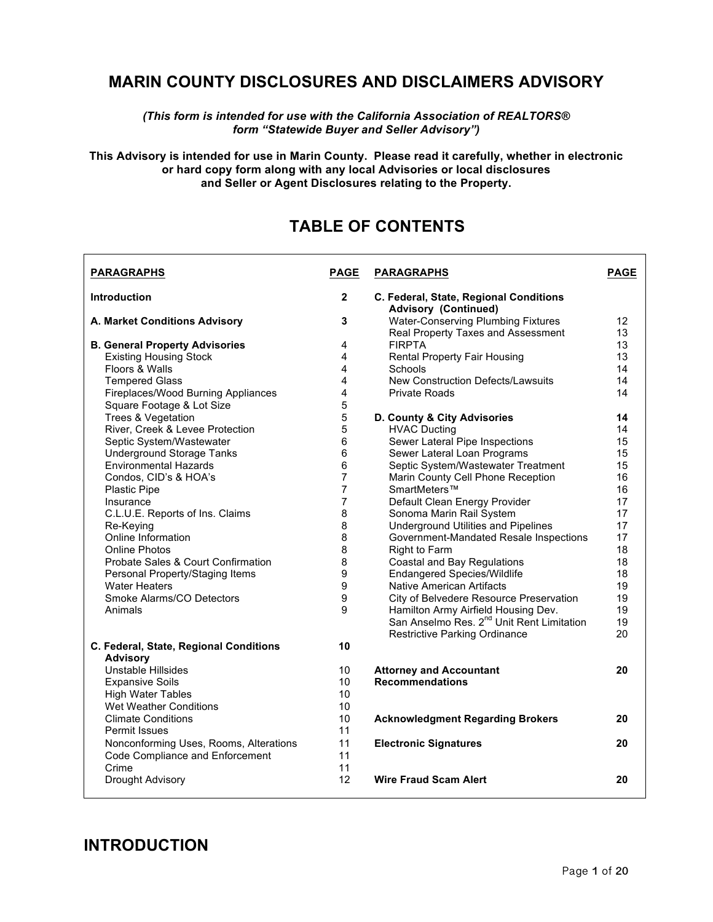# MARIN COUNTY DISCLOSURES AND DISCLAIMERS ADVISORY

***(This form is intended for use with the California Association of REALTORS® form "Statewide Buyer and Seller Advisory")***

**This Advisory is intended for use in Marin County. Please read it carefully, whether in electronic or hard copy form along with any local Advisories or local disclosures and Seller or Agent Disclosures relating to the Property.**

## TABLE OF CONTENTS

| **PARAGRAPHS** | **PAGE** | **PARAGRAPHS** | **PAGE** |
|---|---|---|---|
| **Introduction** | **2** | **C. Federal, State, Regional Conditions Advisory (Continued)** | |
| **A. Market Conditions Advisory** | **3** | Water-Conserving Plumbing Fixtures | 12 |
| | | Real Property Taxes and Assessment | 13 |
| **B. General Property Advisories** | 4 | FIRPTA | 13 |
| Existing Housing Stock | 4 | Rental Property Fair Housing | 13 |
| Floors & Walls | 4 | Schools | 14 |
| Tempered Glass | 4 | New Construction Defects/Lawsuits | 14 |
| Fireplaces/Wood Burning Appliances | 4 | Private Roads | 14 |
| Square Footage & Lot Size | 5 | | |
| Trees & Vegetation | 5 | **D. County & City Advisories** | **14** |
| River, Creek & Levee Protection | 5 | HVAC Ducting | 14 |
| Septic System/Wastewater | 6 | Sewer Lateral Pipe Inspections | 15 |
| Underground Storage Tanks | 6 | Sewer Lateral Loan Programs | 15 |
| Environmental Hazards | 6 | Septic System/Wastewater Treatment | 15 |
| Condos, CID's & HOA's | 7 | Marin County Cell Phone Reception | 16 |
| Plastic Pipe | 7 | SmartMeters™ | 16 |
| Insurance | 7 | Default Clean Energy Provider | 17 |
| C.L.U.E. Reports of Ins. Claims | 8 | Sonoma Marin Rail System | 17 |
| Re-Keying | 8 | Underground Utilities and Pipelines | 17 |
| Online Information | 8 | Government-Mandated Resale Inspections | 17 |
| Online Photos | 8 | Right to Farm | 18 |
| Probate Sales & Court Confirmation | 8 | Coastal and Bay Regulations | 18 |
| Personal Property/Staging Items | 9 | Endangered Species/Wildlife | 18 |
| Water Heaters | 9 | Native American Artifacts | 19 |
| Smoke Alarms/CO Detectors | 9 | City of Belvedere Resource Preservation | 19 |
| Animals | 9 | Hamilton Army Airfield Housing Dev. | 19 |
| | | San Anselmo Res. 2nd Unit Rent Limitation | 19 |
| | | Restrictive Parking Ordinance | 20 |
| **C. Federal, State, Regional Conditions Advisory** | **10** | | |
| Unstable Hillsides | 10 | **Attorney and Accountant Recommendations** | **20** |
| Expansive Soils | 10 | | |
| High Water Tables | 10 | | |
| Wet Weather Conditions | 10 | | |
| Climate Conditions | 10 | **Acknowledgment Regarding Brokers** | **20** |
| Permit Issues | 11 | | |
| Nonconforming Uses, Rooms, Alterations | 11 | **Electronic Signatures** | **20** |
| Code Compliance and Enforcement | 11 | | |
| Crime | 11 | | |
| Drought Advisory | 12 | **Wire Fraud Scam Alert** | **20** |

## INTRODUCTION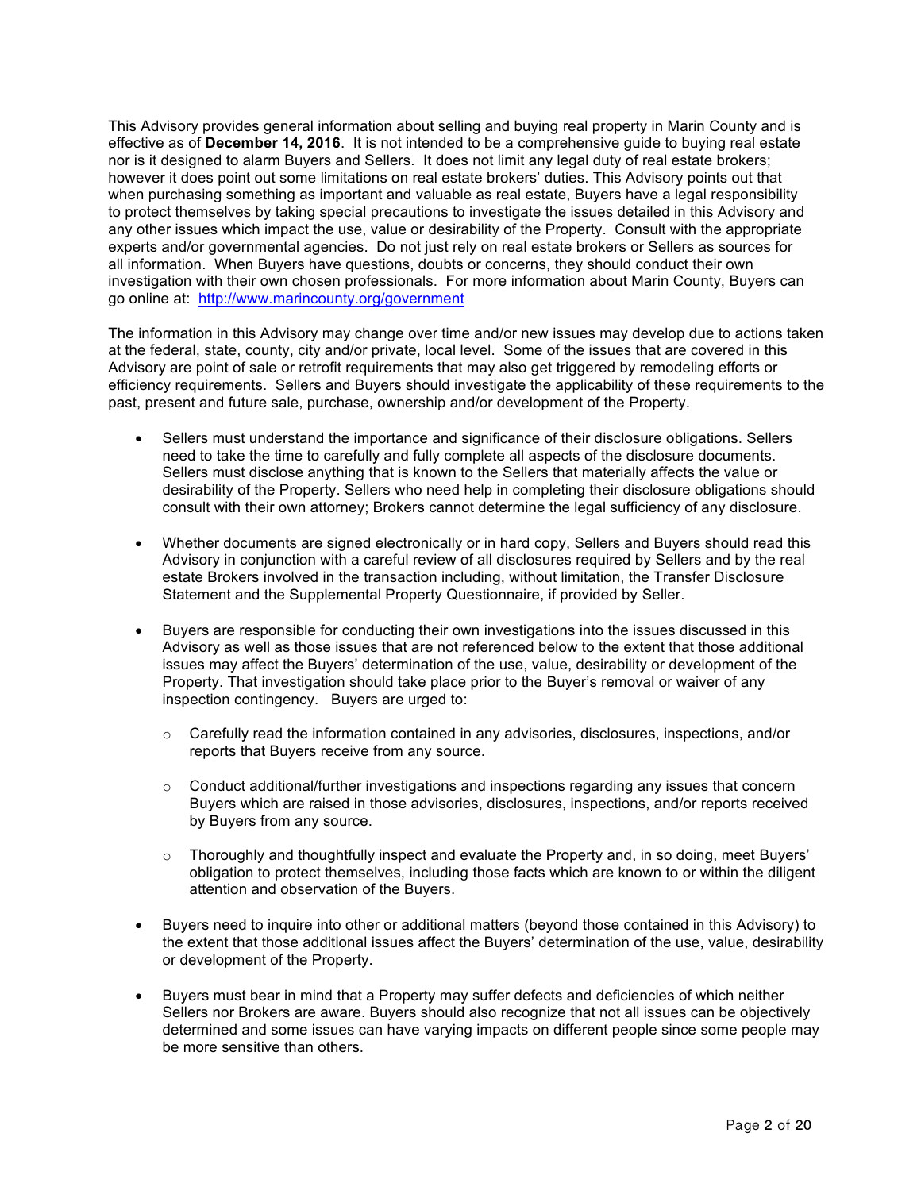This Advisory provides general information about selling and buying real property in Marin County and is effective as of **December 14, 2016**. It is not intended to be a comprehensive guide to buying real estate nor is it designed to alarm Buyers and Sellers. It does not limit any legal duty of real estate brokers; however it does point out some limitations on real estate brokers' duties. This Advisory points out that when purchasing something as important and valuable as real estate, Buyers have a legal responsibility to protect themselves by taking special precautions to investigate the issues detailed in this Advisory and any other issues which impact the use, value or desirability of the Property. Consult with the appropriate experts and/or governmental agencies. Do not just rely on real estate brokers or Sellers as sources for all information. When Buyers have questions, doubts or concerns, they should conduct their own investigation with their own chosen professionals. For more information about Marin County, Buyers can go online at: [http://www.marincounty.org/government](http://www.marincounty.org/government)

The information in this Advisory may change over time and/or new issues may develop due to actions taken at the federal, state, county, city and/or private, local level. Some of the issues that are covered in this Advisory are point of sale or retrofit requirements that may also get triggered by remodeling efforts or efficiency requirements. Sellers and Buyers should investigate the applicability of these requirements to the past, present and future sale, purchase, ownership and/or development of the Property.

- Sellers must understand the importance and significance of their disclosure obligations. Sellers need to take the time to carefully and fully complete all aspects of the disclosure documents. Sellers must disclose anything that is known to the Sellers that materially affects the value or desirability of the Property. Sellers who need help in completing their disclosure obligations should consult with their own attorney; Brokers cannot determine the legal sufficiency of any disclosure.

- Whether documents are signed electronically or in hard copy, Sellers and Buyers should read this Advisory in conjunction with a careful review of all disclosures required by Sellers and by the real estate Brokers involved in the transaction including, without limitation, the Transfer Disclosure Statement and the Supplemental Property Questionnaire, if provided by Seller.

- Buyers are responsible for conducting their own investigations into the issues discussed in this Advisory as well as those issues that are not referenced below to the extent that those additional issues may affect the Buyers' determination of the use, value, desirability or development of the Property. That investigation should take place prior to the Buyer's removal or waiver of any inspection contingency. Buyers are urged to:

  - Carefully read the information contained in any advisories, disclosures, inspections, and/or reports that Buyers receive from any source.

  - Conduct additional/further investigations and inspections regarding any issues that concern Buyers which are raised in those advisories, disclosures, inspections, and/or reports received by Buyers from any source.

  - Thoroughly and thoughtfully inspect and evaluate the Property and, in so doing, meet Buyers' obligation to protect themselves, including those facts which are known to or within the diligent attention and observation of the Buyers.

- Buyers need to inquire into other or additional matters (beyond those contained in this Advisory) to the extent that those additional issues affect the Buyers' determination of the use, value, desirability or development of the Property.

- Buyers must bear in mind that a Property may suffer defects and deficiencies of which neither Sellers nor Brokers are aware. Buyers should also recognize that not all issues can be objectively determined and some issues can have varying impacts on different people since some people may be more sensitive than others.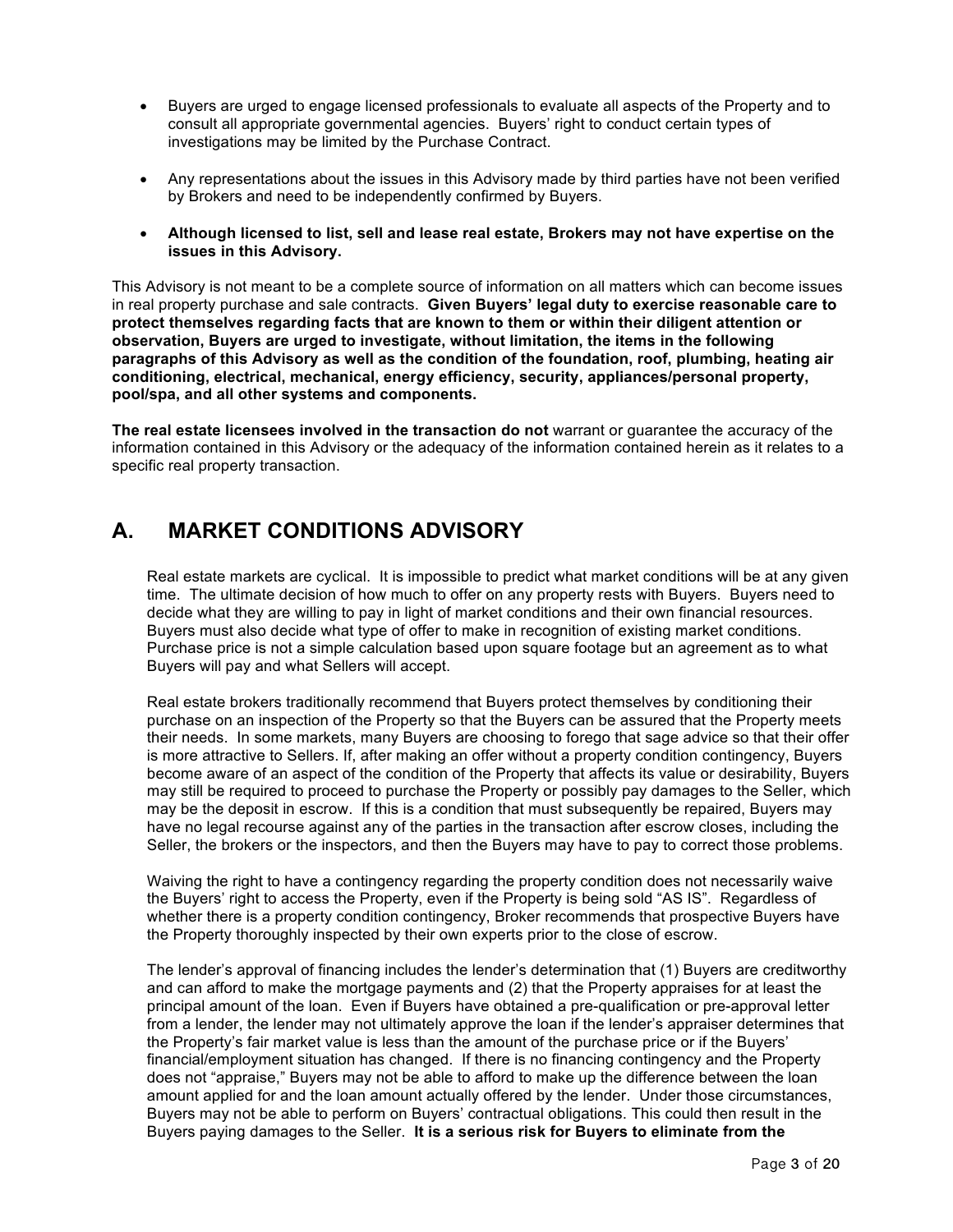- Buyers are urged to engage licensed professionals to evaluate all aspects of the Property and to consult all appropriate governmental agencies. Buyers' right to conduct certain types of investigations may be limited by the Purchase Contract.

- Any representations about the issues in this Advisory made by third parties have not been verified by Brokers and need to be independently confirmed by Buyers.

- **Although licensed to list, sell and lease real estate, Brokers may not have expertise on the issues in this Advisory.**

This Advisory is not meant to be a complete source of information on all matters which can become issues in real property purchase and sale contracts. **Given Buyers' legal duty to exercise reasonable care to protect themselves regarding facts that are known to them or within their diligent attention or observation, Buyers are urged to investigate, without limitation, the items in the following paragraphs of this Advisory as well as the condition of the foundation, roof, plumbing, heating air conditioning, electrical, mechanical, energy efficiency, security, appliances/personal property, pool/spa, and all other systems and components.**

**The real estate licensees involved in the transaction do not** warrant or guarantee the accuracy of the information contained in this Advisory or the adequacy of the information contained herein as it relates to a specific real property transaction.

## A. MARKET CONDITIONS ADVISORY

Real estate markets are cyclical. It is impossible to predict what market conditions will be at any given time. The ultimate decision of how much to offer on any property rests with Buyers. Buyers need to decide what they are willing to pay in light of market conditions and their own financial resources. Buyers must also decide what type of offer to make in recognition of existing market conditions. Purchase price is not a simple calculation based upon square footage but an agreement as to what Buyers will pay and what Sellers will accept.

Real estate brokers traditionally recommend that Buyers protect themselves by conditioning their purchase on an inspection of the Property so that the Buyers can be assured that the Property meets their needs. In some markets, many Buyers are choosing to forego that sage advice so that their offer is more attractive to Sellers. If, after making an offer without a property condition contingency, Buyers become aware of an aspect of the condition of the Property that affects its value or desirability, Buyers may still be required to proceed to purchase the Property or possibly pay damages to the Seller, which may be the deposit in escrow. If this is a condition that must subsequently be repaired, Buyers may have no legal recourse against any of the parties in the transaction after escrow closes, including the Seller, the brokers or the inspectors, and then the Buyers may have to pay to correct those problems.

Waiving the right to have a contingency regarding the property condition does not necessarily waive the Buyers' right to access the Property, even if the Property is being sold "AS IS". Regardless of whether there is a property condition contingency, Broker recommends that prospective Buyers have the Property thoroughly inspected by their own experts prior to the close of escrow.

The lender's approval of financing includes the lender's determination that (1) Buyers are creditworthy and can afford to make the mortgage payments and (2) that the Property appraises for at least the principal amount of the loan. Even if Buyers have obtained a pre-qualification or pre-approval letter from a lender, the lender may not ultimately approve the loan if the lender's appraiser determines that the Property's fair market value is less than the amount of the purchase price or if the Buyers' financial/employment situation has changed. If there is no financing contingency and the Property does not "appraise," Buyers may not be able to afford to make up the difference between the loan amount applied for and the loan amount actually offered by the lender. Under those circumstances, Buyers may not be able to perform on Buyers' contractual obligations. This could then result in the Buyers paying damages to the Seller. **It is a serious risk for Buyers to eliminate from the**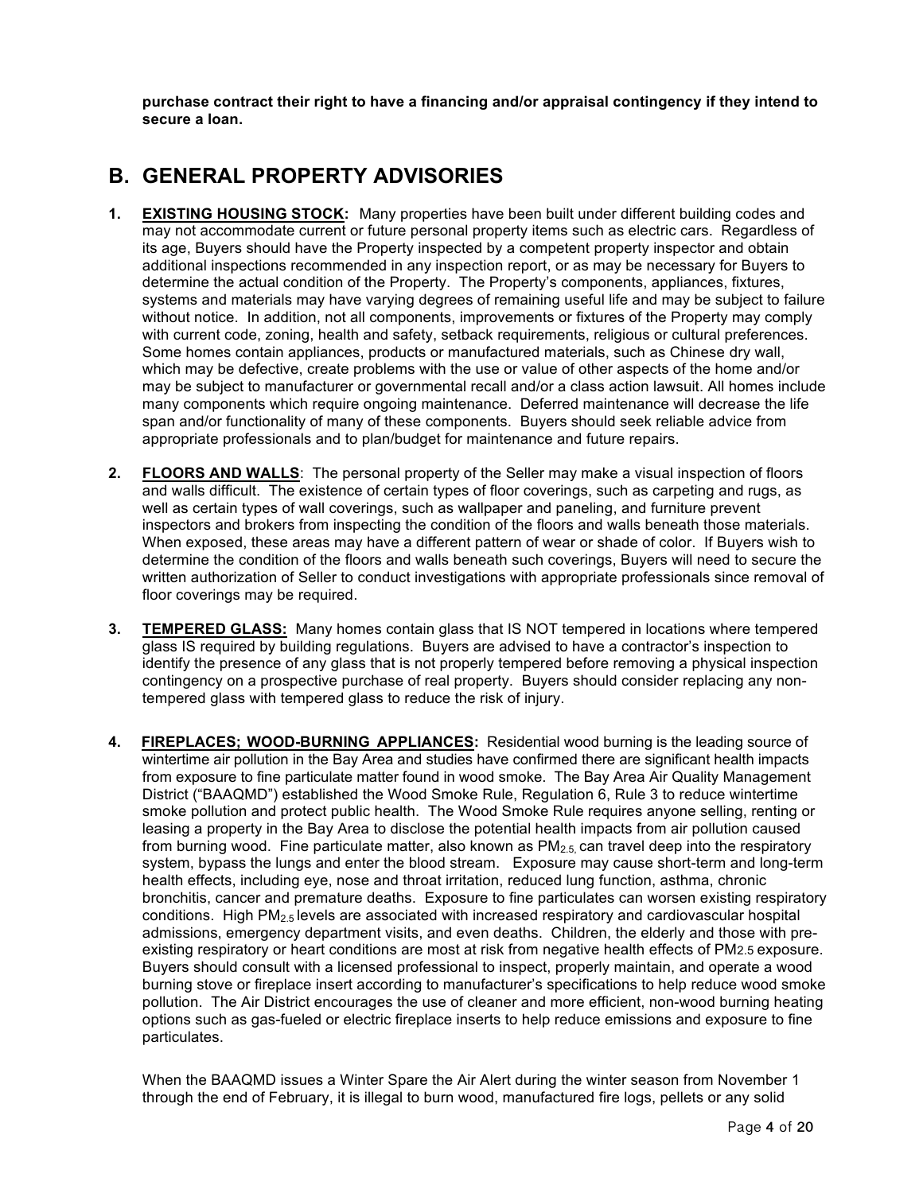**purchase contract their right to have a financing and/or appraisal contingency if they intend to secure a loan.**

## B. GENERAL PROPERTY ADVISORIES

1. **EXISTING HOUSING STOCK:** Many properties have been built under different building codes and may not accommodate current or future personal property items such as electric cars. Regardless of its age, Buyers should have the Property inspected by a competent property inspector and obtain additional inspections recommended in any inspection report, or as may be necessary for Buyers to determine the actual condition of the Property. The Property's components, appliances, fixtures, systems and materials may have varying degrees of remaining useful life and may be subject to failure without notice. In addition, not all components, improvements or fixtures of the Property may comply with current code, zoning, health and safety, setback requirements, religious or cultural preferences. Some homes contain appliances, products or manufactured materials, such as Chinese dry wall, which may be defective, create problems with the use or value of other aspects of the home and/or may be subject to manufacturer or governmental recall and/or a class action lawsuit. All homes include many components which require ongoing maintenance. Deferred maintenance will decrease the life span and/or functionality of many of these components. Buyers should seek reliable advice from appropriate professionals and to plan/budget for maintenance and future repairs.

2. **FLOORS AND WALLS**: The personal property of the Seller may make a visual inspection of floors and walls difficult. The existence of certain types of floor coverings, such as carpeting and rugs, as well as certain types of wall coverings, such as wallpaper and paneling, and furniture prevent inspectors and brokers from inspecting the condition of the floors and walls beneath those materials. When exposed, these areas may have a different pattern of wear or shade of color. If Buyers wish to determine the condition of the floors and walls beneath such coverings, Buyers will need to secure the written authorization of Seller to conduct investigations with appropriate professionals since removal of floor coverings may be required.

3. **TEMPERED GLASS:** Many homes contain glass that IS NOT tempered in locations where tempered glass IS required by building regulations. Buyers are advised to have a contractor's inspection to identify the presence of any glass that is not properly tempered before removing a physical inspection contingency on a prospective purchase of real property. Buyers should consider replacing any non-tempered glass with tempered glass to reduce the risk of injury.

4. **FIREPLACES; WOOD-BURNING APPLIANCES:** Residential wood burning is the leading source of wintertime air pollution in the Bay Area and studies have confirmed there are significant health impacts from exposure to fine particulate matter found in wood smoke. The Bay Area Air Quality Management District ("BAAQMD") established the Wood Smoke Rule, Regulation 6, Rule 3 to reduce wintertime smoke pollution and protect public health. The Wood Smoke Rule requires anyone selling, renting or leasing a property in the Bay Area to disclose the potential health impacts from air pollution caused from burning wood. Fine particulate matter, also known as $PM_{2.5}$, can travel deep into the respiratory system, bypass the lungs and enter the blood stream. Exposure may cause short-term and long-term health effects, including eye, nose and throat irritation, reduced lung function, asthma, chronic bronchitis, cancer and premature deaths. Exposure to fine particulates can worsen existing respiratory conditions. High $PM_{2.5}$ levels are associated with increased respiratory and cardiovascular hospital admissions, emergency department visits, and even deaths. Children, the elderly and those with pre-existing respiratory or heart conditions are most at risk from negative health effects of $PM_{2.5}$ exposure. Buyers should consult with a licensed professional to inspect, properly maintain, and operate a wood burning stove or fireplace insert according to manufacturer's specifications to help reduce wood smoke pollution. The Air District encourages the use of cleaner and more efficient, non-wood burning heating options such as gas-fueled or electric fireplace inserts to help reduce emissions and exposure to fine particulates.

   When the BAAQMD issues a Winter Spare the Air Alert during the winter season from November 1 through the end of February, it is illegal to burn wood, manufactured fire logs, pellets or any solid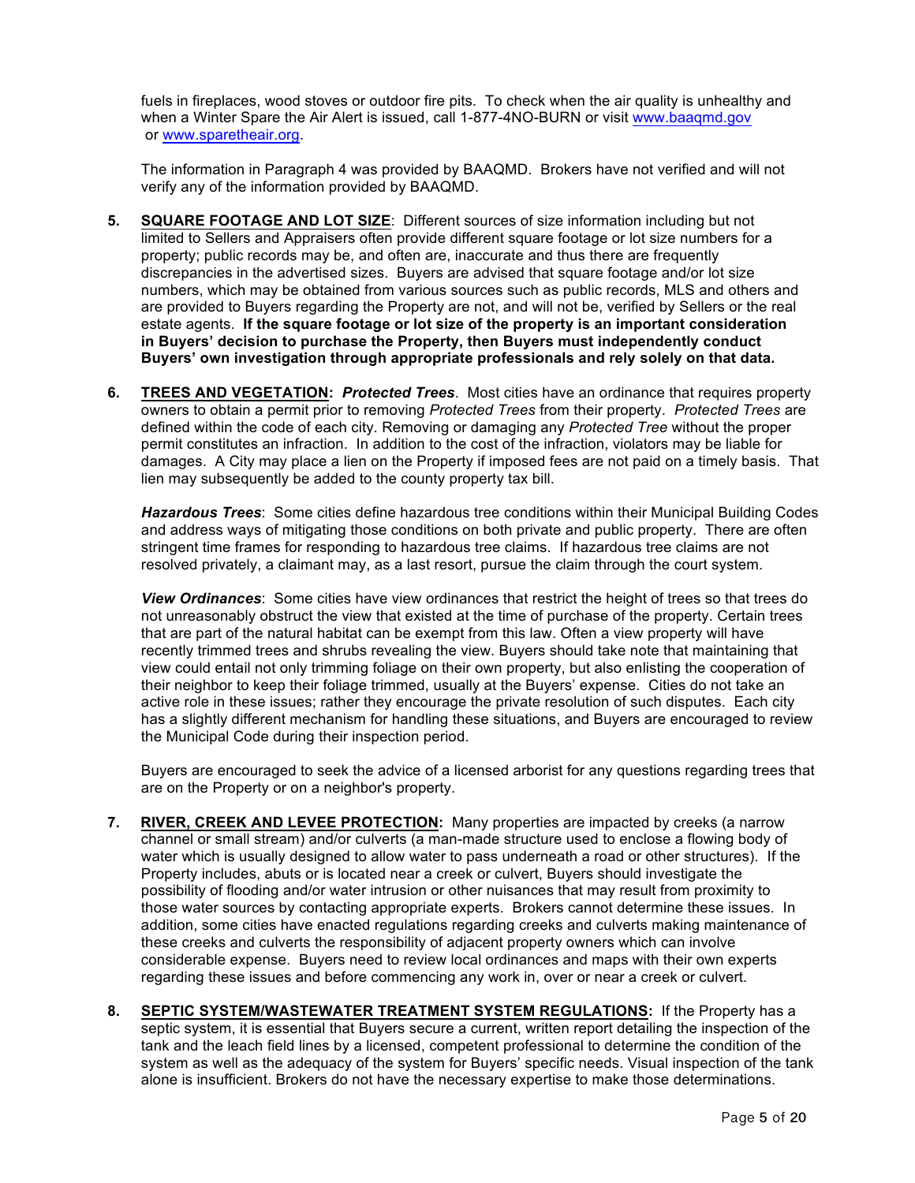fuels in fireplaces, wood stoves or outdoor fire pits. To check when the air quality is unhealthy and when a Winter Spare the Air Alert is issued, call 1-877-4NO-BURN or visit www.baaqmd.gov or www.sparetheair.org.

The information in Paragraph 4 was provided by BAAQMD. Brokers have not verified and will not verify any of the information provided by BAAQMD.

5. **SQUARE FOOTAGE AND LOT SIZE**: Different sources of size information including but not limited to Sellers and Appraisers often provide different square footage or lot size numbers for a property; public records may be, and often are, inaccurate and thus there are frequently discrepancies in the advertised sizes. Buyers are advised that square footage and/or lot size numbers, which may be obtained from various sources such as public records, MLS and others and are provided to Buyers regarding the Property are not, and will not be, verified by Sellers or the real estate agents. **If the square footage or lot size of the property is an important consideration in Buyers' decision to purchase the Property, then Buyers must independently conduct Buyers' own investigation through appropriate professionals and rely solely on that data.**

6. **TREES AND VEGETATION:** ***Protected Trees***. Most cities have an ordinance that requires property owners to obtain a permit prior to removing *Protected Trees* from their property. *Protected Trees* are defined within the code of each city. Removing or damaging any *Protected Tree* without the proper permit constitutes an infraction. In addition to the cost of the infraction, violators may be liable for damages. A City may place a lien on the Property if imposed fees are not paid on a timely basis. That lien may subsequently be added to the county property tax bill.

   ***Hazardous Trees***: Some cities define hazardous tree conditions within their Municipal Building Codes and address ways of mitigating those conditions on both private and public property. There are often stringent time frames for responding to hazardous tree claims. If hazardous tree claims are not resolved privately, a claimant may, as a last resort, pursue the claim through the court system.

   ***View Ordinances***: Some cities have view ordinances that restrict the height of trees so that trees do not unreasonably obstruct the view that existed at the time of purchase of the property. Certain trees that are part of the natural habitat can be exempt from this law. Often a view property will have recently trimmed trees and shrubs revealing the view. Buyers should take note that maintaining that view could entail not only trimming foliage on their own property, but also enlisting the cooperation of their neighbor to keep their foliage trimmed, usually at the Buyers' expense. Cities do not take an active role in these issues; rather they encourage the private resolution of such disputes. Each city has a slightly different mechanism for handling these situations, and Buyers are encouraged to review the Municipal Code during their inspection period.

   Buyers are encouraged to seek the advice of a licensed arborist for any questions regarding trees that are on the Property or on a neighbor's property.

7. **RIVER, CREEK AND LEVEE PROTECTION:** Many properties are impacted by creeks (a narrow channel or small stream) and/or culverts (a man-made structure used to enclose a flowing body of water which is usually designed to allow water to pass underneath a road or other structures). If the Property includes, abuts or is located near a creek or culvert, Buyers should investigate the possibility of flooding and/or water intrusion or other nuisances that may result from proximity to those water sources by contacting appropriate experts. Brokers cannot determine these issues. In addition, some cities have enacted regulations regarding creeks and culverts making maintenance of these creeks and culverts the responsibility of adjacent property owners which can involve considerable expense. Buyers need to review local ordinances and maps with their own experts regarding these issues and before commencing any work in, over or near a creek or culvert.

8. **SEPTIC SYSTEM/WASTEWATER TREATMENT SYSTEM REGULATIONS:** If the Property has a septic system, it is essential that Buyers secure a current, written report detailing the inspection of the tank and the leach field lines by a licensed, competent professional to determine the condition of the system as well as the adequacy of the system for Buyers' specific needs. Visual inspection of the tank alone is insufficient. Brokers do not have the necessary expertise to make those determinations.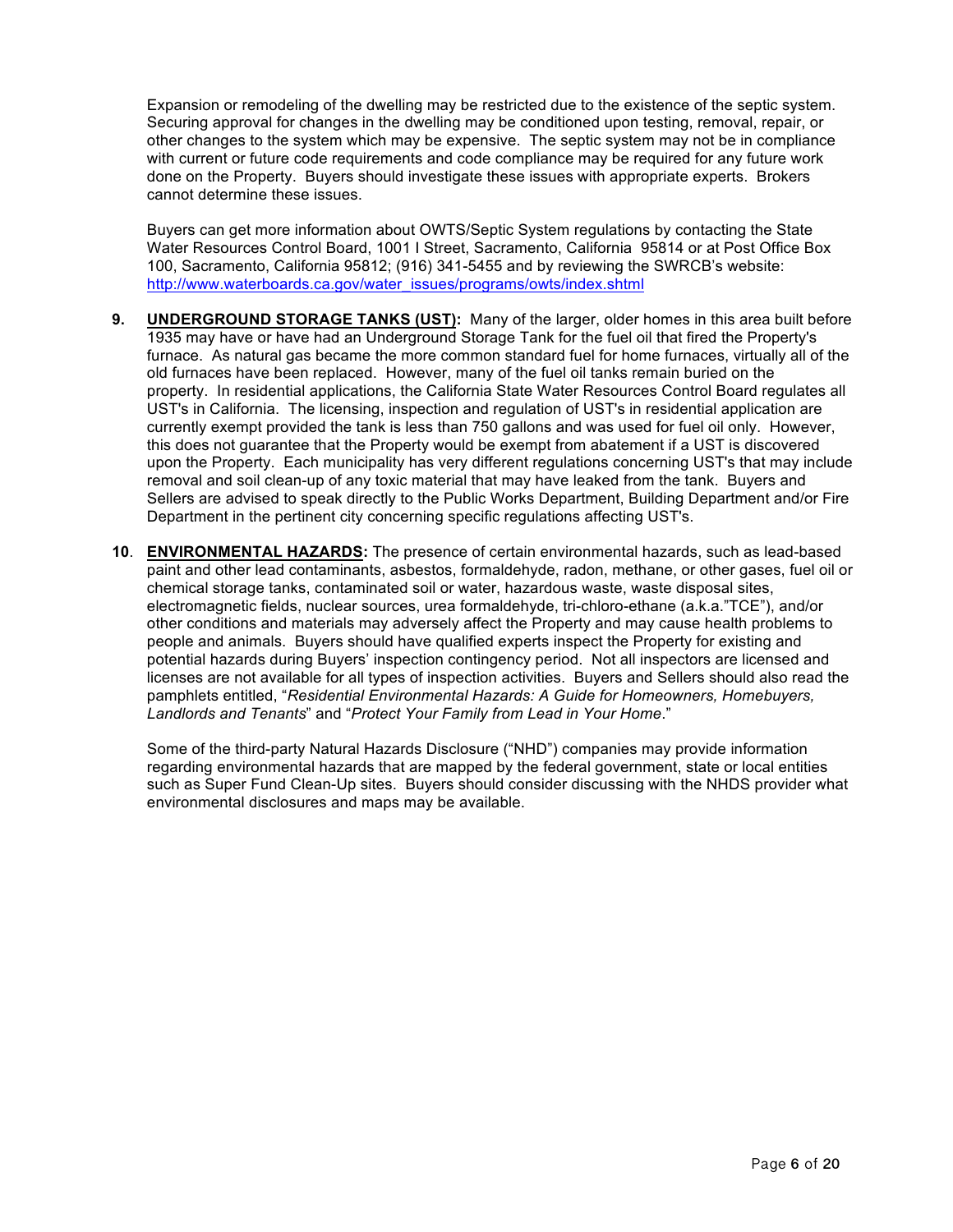Expansion or remodeling of the dwelling may be restricted due to the existence of the septic system. Securing approval for changes in the dwelling may be conditioned upon testing, removal, repair, or other changes to the system which may be expensive. The septic system may not be in compliance with current or future code requirements and code compliance may be required for any future work done on the Property. Buyers should investigate these issues with appropriate experts. Brokers cannot determine these issues.

Buyers can get more information about OWTS/Septic System regulations by contacting the State Water Resources Control Board, 1001 I Street, Sacramento, California 95814 or at Post Office Box 100, Sacramento, California 95812; (916) 341-5455 and by reviewing the SWRCB's website: [http://www.waterboards.ca.gov/water_issues/programs/owts/index.shtml](http://www.waterboards.ca.gov/water_issues/programs/owts/index.shtml)

**9. UNDERGROUND STORAGE TANKS (UST):** Many of the larger, older homes in this area built before 1935 may have or have had an Underground Storage Tank for the fuel oil that fired the Property's furnace. As natural gas became the more common standard fuel for home furnaces, virtually all of the old furnaces have been replaced. However, many of the fuel oil tanks remain buried on the property. In residential applications, the California State Water Resources Control Board regulates all UST's in California. The licensing, inspection and regulation of UST's in residential application are currently exempt provided the tank is less than 750 gallons and was used for fuel oil only. However, this does not guarantee that the Property would be exempt from abatement if a UST is discovered upon the Property. Each municipality has very different regulations concerning UST's that may include removal and soil clean-up of any toxic material that may have leaked from the tank. Buyers and Sellers are advised to speak directly to the Public Works Department, Building Department and/or Fire Department in the pertinent city concerning specific regulations affecting UST's.

**10. ENVIRONMENTAL HAZARDS:** The presence of certain environmental hazards, such as lead-based paint and other lead contaminants, asbestos, formaldehyde, radon, methane, or other gases, fuel oil or chemical storage tanks, contaminated soil or water, hazardous waste, waste disposal sites, electromagnetic fields, nuclear sources, urea formaldehyde, tri-chloro-ethane (a.k.a."TCE"), and/or other conditions and materials may adversely affect the Property and may cause health problems to people and animals. Buyers should have qualified experts inspect the Property for existing and potential hazards during Buyers' inspection contingency period. Not all inspectors are licensed and licenses are not available for all types of inspection activities. Buyers and Sellers should also read the pamphlets entitled, "*Residential Environmental Hazards: A Guide for Homeowners, Homebuyers, Landlords and Tenants*" and "*Protect Your Family from Lead in Your Home*."

Some of the third-party Natural Hazards Disclosure ("NHD") companies may provide information regarding environmental hazards that are mapped by the federal government, state or local entities such as Super Fund Clean-Up sites. Buyers should consider discussing with the NHDS provider what environmental disclosures and maps may be available.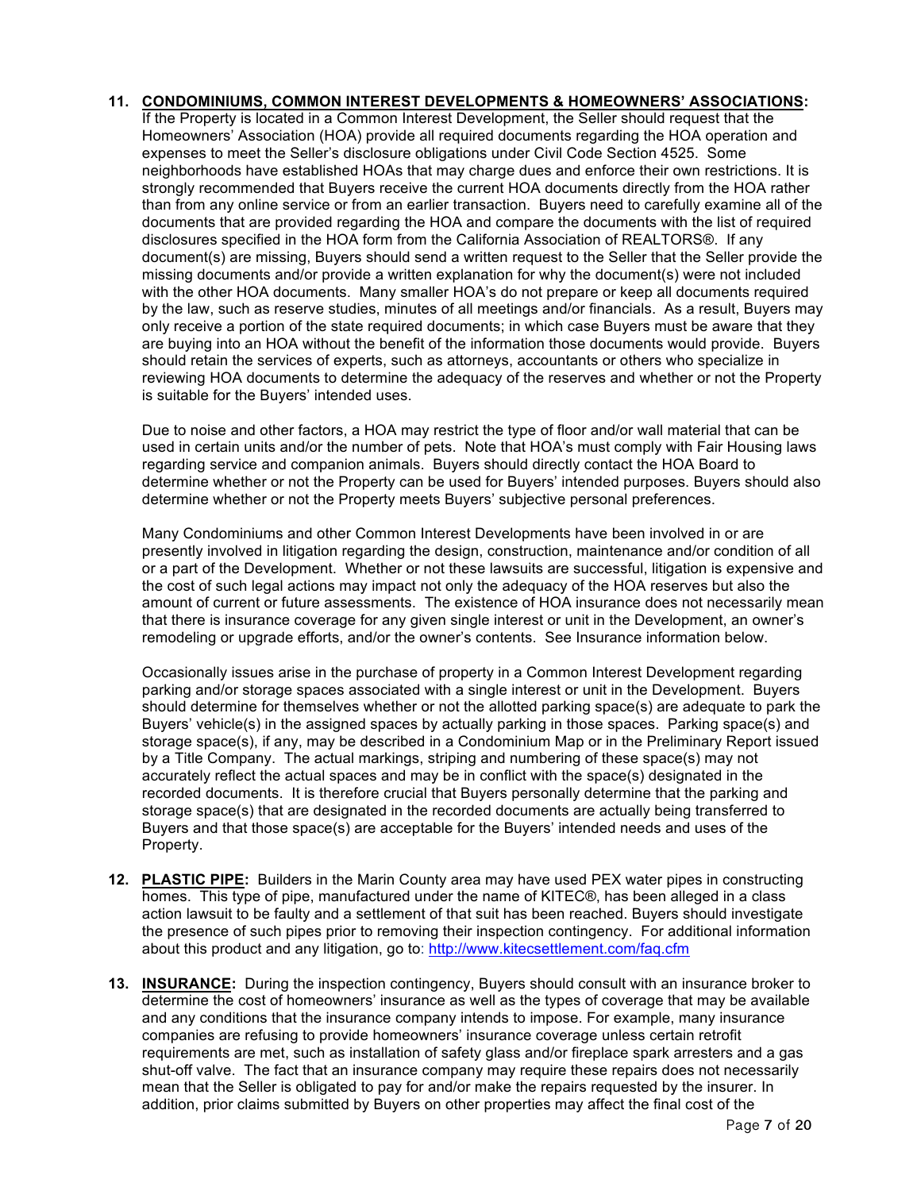11. **CONDOMINIUMS, COMMON INTEREST DEVELOPMENTS & HOMEOWNERS' ASSOCIATIONS:** If the Property is located in a Common Interest Development, the Seller should request that the Homeowners' Association (HOA) provide all required documents regarding the HOA operation and expenses to meet the Seller's disclosure obligations under Civil Code Section 4525. Some neighborhoods have established HOAs that may charge dues and enforce their own restrictions. It is strongly recommended that Buyers receive the current HOA documents directly from the HOA rather than from any online service or from an earlier transaction. Buyers need to carefully examine all of the documents that are provided regarding the HOA and compare the documents with the list of required disclosures specified in the HOA form from the California Association of REALTORS®. If any document(s) are missing, Buyers should send a written request to the Seller that the Seller provide the missing documents and/or provide a written explanation for why the document(s) were not included with the other HOA documents. Many smaller HOA's do not prepare or keep all documents required by the law, such as reserve studies, minutes of all meetings and/or financials. As a result, Buyers may only receive a portion of the state required documents; in which case Buyers must be aware that they are buying into an HOA without the benefit of the information those documents would provide. Buyers should retain the services of experts, such as attorneys, accountants or others who specialize in reviewing HOA documents to determine the adequacy of the reserves and whether or not the Property is suitable for the Buyers' intended uses.

    Due to noise and other factors, a HOA may restrict the type of floor and/or wall material that can be used in certain units and/or the number of pets. Note that HOA's must comply with Fair Housing laws regarding service and companion animals. Buyers should directly contact the HOA Board to determine whether or not the Property can be used for Buyers' intended purposes. Buyers should also determine whether or not the Property meets Buyers' subjective personal preferences.

    Many Condominiums and other Common Interest Developments have been involved in or are presently involved in litigation regarding the design, construction, maintenance and/or condition of all or a part of the Development. Whether or not these lawsuits are successful, litigation is expensive and the cost of such legal actions may impact not only the adequacy of the HOA reserves but also the amount of current or future assessments. The existence of HOA insurance does not necessarily mean that there is insurance coverage for any given single interest or unit in the Development, an owner's remodeling or upgrade efforts, and/or the owner's contents. See Insurance information below.

    Occasionally issues arise in the purchase of property in a Common Interest Development regarding parking and/or storage spaces associated with a single interest or unit in the Development. Buyers should determine for themselves whether or not the allotted parking space(s) are adequate to park the Buyers' vehicle(s) in the assigned spaces by actually parking in those spaces. Parking space(s) and storage space(s), if any, may be described in a Condominium Map or in the Preliminary Report issued by a Title Company. The actual markings, striping and numbering of these space(s) may not accurately reflect the actual spaces and may be in conflict with the space(s) designated in the recorded documents. It is therefore crucial that Buyers personally determine that the parking and storage space(s) that are designated in the recorded documents are actually being transferred to Buyers and that those space(s) are acceptable for the Buyers' intended needs and uses of the Property.

12. **PLASTIC PIPE:** Builders in the Marin County area may have used PEX water pipes in constructing homes. This type of pipe, manufactured under the name of KITEC®, has been alleged in a class action lawsuit to be faulty and a settlement of that suit has been reached. Buyers should investigate the presence of such pipes prior to removing their inspection contingency. For additional information about this product and any litigation, go to: http://www.kitecsettlement.com/faq.cfm

13. **INSURANCE:** During the inspection contingency, Buyers should consult with an insurance broker to determine the cost of homeowners' insurance as well as the types of coverage that may be available and any conditions that the insurance company intends to impose. For example, many insurance companies are refusing to provide homeowners' insurance coverage unless certain retrofit requirements are met, such as installation of safety glass and/or fireplace spark arresters and a gas shut-off valve. The fact that an insurance company may require these repairs does not necessarily mean that the Seller is obligated to pay for and/or make the repairs requested by the insurer. In addition, prior claims submitted by Buyers on other properties may affect the final cost of the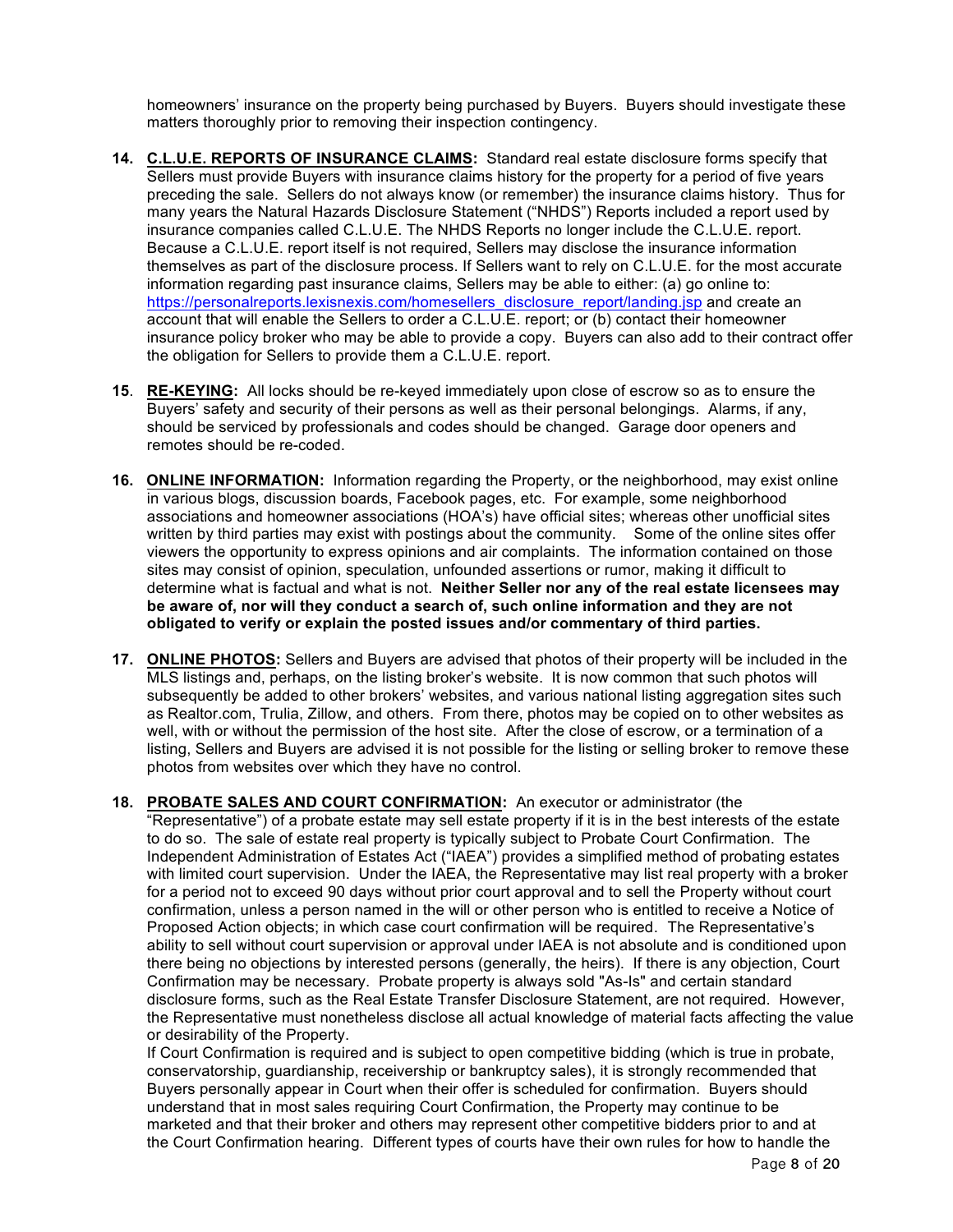homeowners' insurance on the property being purchased by Buyers. Buyers should investigate these matters thoroughly prior to removing their inspection contingency.

14. **C.L.U.E. REPORTS OF INSURANCE CLAIMS:** Standard real estate disclosure forms specify that Sellers must provide Buyers with insurance claims history for the property for a period of five years preceding the sale. Sellers do not always know (or remember) the insurance claims history. Thus for many years the Natural Hazards Disclosure Statement ("NHDS") Reports included a report used by insurance companies called C.L.U.E. The NHDS Reports no longer include the C.L.U.E. report. Because a C.L.U.E. report itself is not required, Sellers may disclose the insurance information themselves as part of the disclosure process. If Sellers want to rely on C.L.U.E. for the most accurate information regarding past insurance claims, Sellers may be able to either: (a) go online to: https://personalreports.lexisnexis.com/homesellers_disclosure_report/landing.jsp and create an account that will enable the Sellers to order a C.L.U.E. report; or (b) contact their homeowner insurance policy broker who may be able to provide a copy. Buyers can also add to their contract offer the obligation for Sellers to provide them a C.L.U.E. report.

15. **RE-KEYING:** All locks should be re-keyed immediately upon close of escrow so as to ensure the Buyers' safety and security of their persons as well as their personal belongings. Alarms, if any, should be serviced by professionals and codes should be changed. Garage door openers and remotes should be re-coded.

16. **ONLINE INFORMATION:** Information regarding the Property, or the neighborhood, may exist online in various blogs, discussion boards, Facebook pages, etc. For example, some neighborhood associations and homeowner associations (HOA's) have official sites; whereas other unofficial sites written by third parties may exist with postings about the community. Some of the online sites offer viewers the opportunity to express opinions and air complaints. The information contained on those sites may consist of opinion, speculation, unfounded assertions or rumor, making it difficult to determine what is factual and what is not. **Neither Seller nor any of the real estate licensees may be aware of, nor will they conduct a search of, such online information and they are not obligated to verify or explain the posted issues and/or commentary of third parties.**

17. **ONLINE PHOTOS:** Sellers and Buyers are advised that photos of their property will be included in the MLS listings and, perhaps, on the listing broker's website. It is now common that such photos will subsequently be added to other brokers' websites, and various national listing aggregation sites such as Realtor.com, Trulia, Zillow, and others. From there, photos may be copied on to other websites as well, with or without the permission of the host site. After the close of escrow, or a termination of a listing, Sellers and Buyers are advised it is not possible for the listing or selling broker to remove these photos from websites over which they have no control.

18. **PROBATE SALES AND COURT CONFIRMATION:** An executor or administrator (the "Representative") of a probate estate may sell estate property if it is in the best interests of the estate to do so. The sale of estate real property is typically subject to Probate Court Confirmation. The Independent Administration of Estates Act ("IAEA") provides a simplified method of probating estates with limited court supervision. Under the IAEA, the Representative may list real property with a broker for a period not to exceed 90 days without prior court approval and to sell the Property without court confirmation, unless a person named in the will or other person who is entitled to receive a Notice of Proposed Action objects; in which case court confirmation will be required. The Representative's ability to sell without court supervision or approval under IAEA is not absolute and is conditioned upon there being no objections by interested persons (generally, the heirs). If there is any objection, Court Confirmation may be necessary. Probate property is always sold "As-Is" and certain standard disclosure forms, such as the Real Estate Transfer Disclosure Statement, are not required. However, the Representative must nonetheless disclose all actual knowledge of material facts affecting the value or desirability of the Property.

    If Court Confirmation is required and is subject to open competitive bidding (which is true in probate, conservatorship, guardianship, receivership or bankruptcy sales), it is strongly recommended that Buyers personally appear in Court when their offer is scheduled for confirmation. Buyers should understand that in most sales requiring Court Confirmation, the Property may continue to be marketed and that their broker and others may represent other competitive bidders prior to and at the Court Confirmation hearing. Different types of courts have their own rules for how to handle the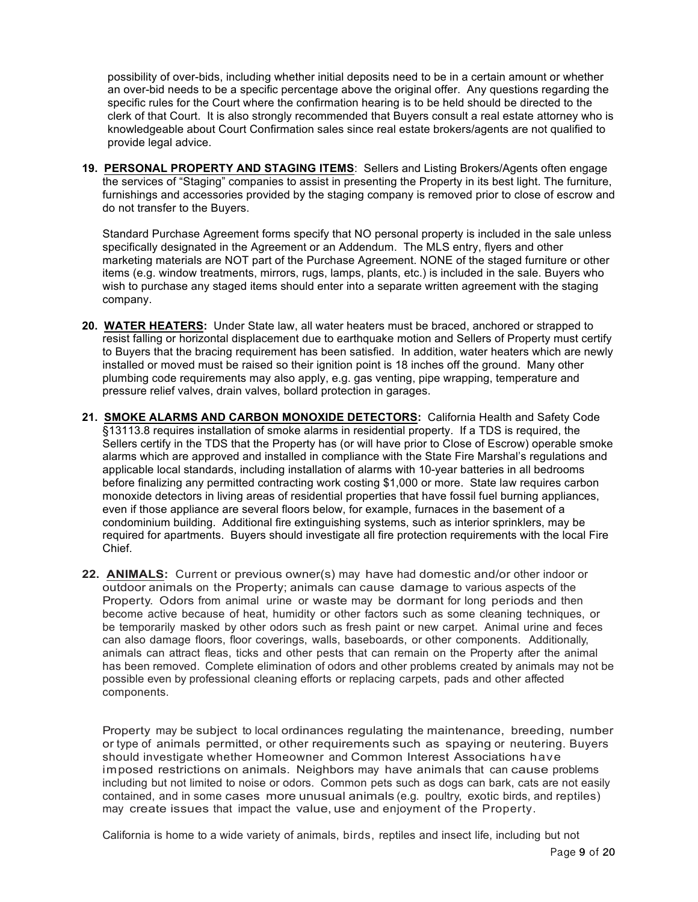possibility of over-bids, including whether initial deposits need to be in a certain amount or whether an over-bid needs to be a specific percentage above the original offer. Any questions regarding the specific rules for the Court where the confirmation hearing is to be held should be directed to the clerk of that Court. It is also strongly recommended that Buyers consult a real estate attorney who is knowledgeable about Court Confirmation sales since real estate brokers/agents are not qualified to provide legal advice.

**19. PERSONAL PROPERTY AND STAGING ITEMS**: Sellers and Listing Brokers/Agents often engage the services of "Staging" companies to assist in presenting the Property in its best light. The furniture, furnishings and accessories provided by the staging company is removed prior to close of escrow and do not transfer to the Buyers.

Standard Purchase Agreement forms specify that NO personal property is included in the sale unless specifically designated in the Agreement or an Addendum. The MLS entry, flyers and other marketing materials are NOT part of the Purchase Agreement. NONE of the staged furniture or other items (e.g. window treatments, mirrors, rugs, lamps, plants, etc.) is included in the sale. Buyers who wish to purchase any staged items should enter into a separate written agreement with the staging company.

**20. WATER HEATERS:** Under State law, all water heaters must be braced, anchored or strapped to resist falling or horizontal displacement due to earthquake motion and Sellers of Property must certify to Buyers that the bracing requirement has been satisfied. In addition, water heaters which are newly installed or moved must be raised so their ignition point is 18 inches off the ground. Many other plumbing code requirements may also apply, e.g. gas venting, pipe wrapping, temperature and pressure relief valves, drain valves, bollard protection in garages.

**21. SMOKE ALARMS AND CARBON MONOXIDE DETECTORS:** California Health and Safety Code §13113.8 requires installation of smoke alarms in residential property. If a TDS is required, the Sellers certify in the TDS that the Property has (or will have prior to Close of Escrow) operable smoke alarms which are approved and installed in compliance with the State Fire Marshal's regulations and applicable local standards, including installation of alarms with 10-year batteries in all bedrooms before finalizing any permitted contracting work costing $1,000 or more. State law requires carbon monoxide detectors in living areas of residential properties that have fossil fuel burning appliances, even if those appliance are several floors below, for example, furnaces in the basement of a condominium building. Additional fire extinguishing systems, such as interior sprinklers, may be required for apartments. Buyers should investigate all fire protection requirements with the local Fire Chief.

**22. ANIMALS:** Current or previous owner(s) may have had domestic and/or other indoor or outdoor animals on the Property; animals can cause damage to various aspects of the Property. Odors from animal urine or waste may be dormant for long periods and then become active because of heat, humidity or other factors such as some cleaning techniques, or be temporarily masked by other odors such as fresh paint or new carpet. Animal urine and feces can also damage floors, floor coverings, walls, baseboards, or other components. Additionally, animals can attract fleas, ticks and other pests that can remain on the Property after the animal has been removed. Complete elimination of odors and other problems created by animals may not be possible even by professional cleaning efforts or replacing carpets, pads and other affected components.

Property may be subject to local ordinances regulating the maintenance, breeding, number or type of animals permitted, or other requirements such as spaying or neutering. Buyers should investigate whether Homeowner and Common Interest Associations have imposed restrictions on animals. Neighbors may have animals that can cause problems including but not limited to noise or odors. Common pets such as dogs can bark, cats are not easily contained, and in some cases more unusual animals (e.g. poultry, exotic birds, and reptiles) may create issues that impact the value, use and enjoyment of the Property.

California is home to a wide variety of animals, birds, reptiles and insect life, including but not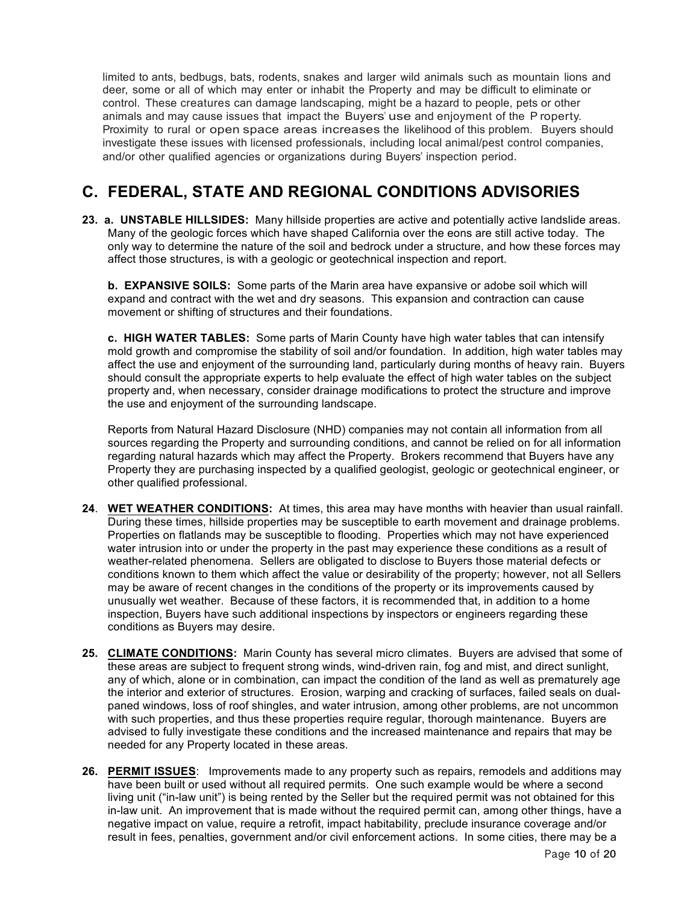limited to ants, bedbugs, bats, rodents, snakes and larger wild animals such as mountain lions and deer, some or all of which may enter or inhabit the Property and may be difficult to eliminate or control. These creatures can damage landscaping, might be a hazard to people, pets or other animals and may cause issues that impact the Buyers' use and enjoyment of the Property. Proximity to rural or open space areas increases the likelihood of this problem. Buyers should investigate these issues with licensed professionals, including local animal/pest control companies, and/or other qualified agencies or organizations during Buyers' inspection period.

## C. FEDERAL, STATE AND REGIONAL CONDITIONS ADVISORIES

**23. a. UNSTABLE HILLSIDES:** Many hillside properties are active and potentially active landslide areas. Many of the geologic forces which have shaped California over the eons are still active today. The only way to determine the nature of the soil and bedrock under a structure, and how these forces may affect those structures, is with a geologic or geotechnical inspection and report.

**b. EXPANSIVE SOILS:** Some parts of the Marin area have expansive or adobe soil which will expand and contract with the wet and dry seasons. This expansion and contraction can cause movement or shifting of structures and their foundations.

**c. HIGH WATER TABLES:** Some parts of Marin County have high water tables that can intensify mold growth and compromise the stability of soil and/or foundation. In addition, high water tables may affect the use and enjoyment of the surrounding land, particularly during months of heavy rain. Buyers should consult the appropriate experts to help evaluate the effect of high water tables on the subject property and, when necessary, consider drainage modifications to protect the structure and improve the use and enjoyment of the surrounding landscape.

Reports from Natural Hazard Disclosure (NHD) companies may not contain all information from all sources regarding the Property and surrounding conditions, and cannot be relied on for all information regarding natural hazards which may affect the Property. Brokers recommend that Buyers have any Property they are purchasing inspected by a qualified geologist, geologic or geotechnical engineer, or other qualified professional.

**24. WET WEATHER CONDITIONS:** At times, this area may have months with heavier than usual rainfall. During these times, hillside properties may be susceptible to earth movement and drainage problems. Properties on flatlands may be susceptible to flooding. Properties which may not have experienced water intrusion into or under the property in the past may experience these conditions as a result of weather-related phenomena. Sellers are obligated to disclose to Buyers those material defects or conditions known to them which affect the value or desirability of the property; however, not all Sellers may be aware of recent changes in the conditions of the property or its improvements caused by unusually wet weather. Because of these factors, it is recommended that, in addition to a home inspection, Buyers have such additional inspections by inspectors or engineers regarding these conditions as Buyers may desire.

**25. CLIMATE CONDITIONS:** Marin County has several micro climates. Buyers are advised that some of these areas are subject to frequent strong winds, wind-driven rain, fog and mist, and direct sunlight, any of which, alone or in combination, can impact the condition of the land as well as prematurely age the interior and exterior of structures. Erosion, warping and cracking of surfaces, failed seals on dual-paned windows, loss of roof shingles, and water intrusion, among other problems, are not uncommon with such properties, and thus these properties require regular, thorough maintenance. Buyers are advised to fully investigate these conditions and the increased maintenance and repairs that may be needed for any Property located in these areas.

**26. PERMIT ISSUES**: Improvements made to any property such as repairs, remodels and additions may have been built or used without all required permits. One such example would be where a second living unit ("in-law unit") is being rented by the Seller but the required permit was not obtained for this in-law unit. An improvement that is made without the required permit can, among other things, have a negative impact on value, require a retrofit, impact habitability, preclude insurance coverage and/or result in fees, penalties, government and/or civil enforcement actions. In some cities, there may be a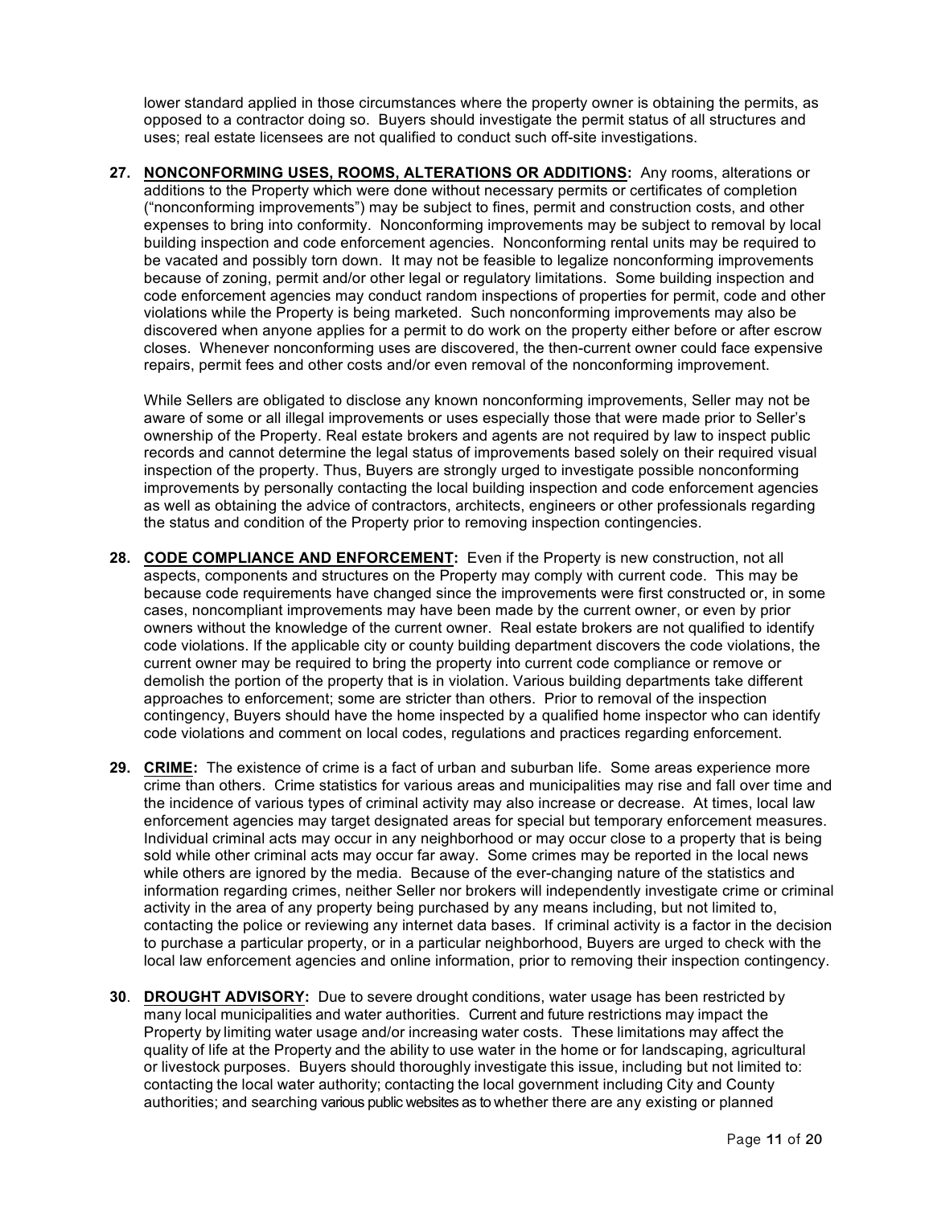lower standard applied in those circumstances where the property owner is obtaining the permits, as opposed to a contractor doing so. Buyers should investigate the permit status of all structures and uses; real estate licensees are not qualified to conduct such off-site investigations.

**27. NONCONFORMING USES, ROOMS, ALTERATIONS OR ADDITIONS:** Any rooms, alterations or additions to the Property which were done without necessary permits or certificates of completion ("nonconforming improvements") may be subject to fines, permit and construction costs, and other expenses to bring into conformity. Nonconforming improvements may be subject to removal by local building inspection and code enforcement agencies. Nonconforming rental units may be required to be vacated and possibly torn down. It may not be feasible to legalize nonconforming improvements because of zoning, permit and/or other legal or regulatory limitations. Some building inspection and code enforcement agencies may conduct random inspections of properties for permit, code and other violations while the Property is being marketed. Such nonconforming improvements may also be discovered when anyone applies for a permit to do work on the property either before or after escrow closes. Whenever nonconforming uses are discovered, the then-current owner could face expensive repairs, permit fees and other costs and/or even removal of the nonconforming improvement.

While Sellers are obligated to disclose any known nonconforming improvements, Seller may not be aware of some or all illegal improvements or uses especially those that were made prior to Seller's ownership of the Property. Real estate brokers and agents are not required by law to inspect public records and cannot determine the legal status of improvements based solely on their required visual inspection of the property. Thus, Buyers are strongly urged to investigate possible nonconforming improvements by personally contacting the local building inspection and code enforcement agencies as well as obtaining the advice of contractors, architects, engineers or other professionals regarding the status and condition of the Property prior to removing inspection contingencies.

**28. CODE COMPLIANCE AND ENFORCEMENT:** Even if the Property is new construction, not all aspects, components and structures on the Property may comply with current code. This may be because code requirements have changed since the improvements were first constructed or, in some cases, noncompliant improvements may have been made by the current owner, or even by prior owners without the knowledge of the current owner. Real estate brokers are not qualified to identify code violations. If the applicable city or county building department discovers the code violations, the current owner may be required to bring the property into current code compliance or remove or demolish the portion of the property that is in violation. Various building departments take different approaches to enforcement; some are stricter than others. Prior to removal of the inspection contingency, Buyers should have the home inspected by a qualified home inspector who can identify code violations and comment on local codes, regulations and practices regarding enforcement.

**29. CRIME:** The existence of crime is a fact of urban and suburban life. Some areas experience more crime than others. Crime statistics for various areas and municipalities may rise and fall over time and the incidence of various types of criminal activity may also increase or decrease. At times, local law enforcement agencies may target designated areas for special but temporary enforcement measures. Individual criminal acts may occur in any neighborhood or may occur close to a property that is being sold while other criminal acts may occur far away. Some crimes may be reported in the local news while others are ignored by the media. Because of the ever-changing nature of the statistics and information regarding crimes, neither Seller nor brokers will independently investigate crime or criminal activity in the area of any property being purchased by any means including, but not limited to, contacting the police or reviewing any internet data bases. If criminal activity is a factor in the decision to purchase a particular property, or in a particular neighborhood, Buyers are urged to check with the local law enforcement agencies and online information, prior to removing their inspection contingency.

**30. DROUGHT ADVISORY:** Due to severe drought conditions, water usage has been restricted by many local municipalities and water authorities. Current and future restrictions may impact the Property by limiting water usage and/or increasing water costs. These limitations may affect the quality of life at the Property and the ability to use water in the home or for landscaping, agricultural or livestock purposes. Buyers should thoroughly investigate this issue, including but not limited to: contacting the local water authority; contacting the local government including City and County authorities; and searching various public websites as to whether there are any existing or planned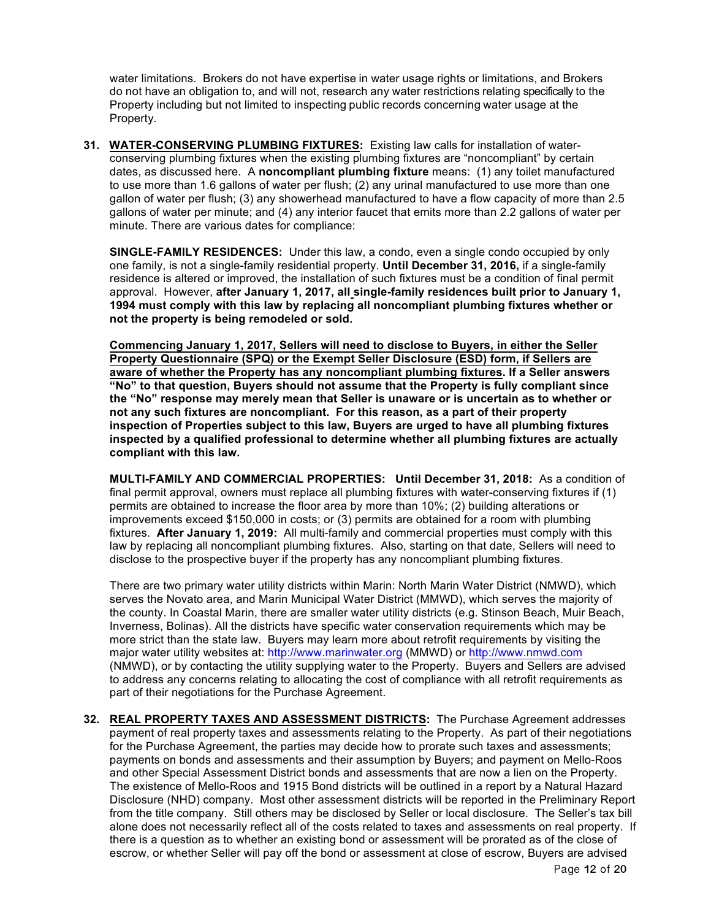water limitations. Brokers do not have expertise in water usage rights or limitations, and Brokers do not have an obligation to, and will not, research any water restrictions relating specifically to the Property including but not limited to inspecting public records concerning water usage at the Property.

**31. <u>WATER-CONSERVING PLUMBING FIXTURES</u>:** Existing law calls for installation of water-conserving plumbing fixtures when the existing plumbing fixtures are "noncompliant" by certain dates, as discussed here. A **noncompliant plumbing fixture** means: (1) any toilet manufactured to use more than 1.6 gallons of water per flush; (2) any urinal manufactured to use more than one gallon of water per flush; (3) any showerhead manufactured to have a flow capacity of more than 2.5 gallons of water per minute; and (4) any interior faucet that emits more than 2.2 gallons of water per minute. There are various dates for compliance:

**SINGLE-FAMILY RESIDENCES:** Under this law, a condo, even a single condo occupied by only one family, is not a single-family residential property. **Until December 31, 2016,** if a single-family residence is altered or improved, the installation of such fixtures must be a condition of final permit approval. However, **after January 1, 2017, all single-family residences built prior to January 1, 1994 must comply with this law by replacing all noncompliant plumbing fixtures whether or not the property is being remodeled or sold.**

**<u>Commencing January 1, 2017, Sellers will need to disclose to Buyers, in either the Seller Property Questionnaire (SPQ) or the Exempt Seller Disclosure (ESD) form, if Sellers are aware of whether the Property has any noncompliant plumbing fixtures</u>. If a Seller answers "No" to that question, Buyers should not assume that the Property is fully compliant since the "No" response may merely mean that Seller is unaware or is uncertain as to whether or not any such fixtures are noncompliant. For this reason, as a part of their property inspection of Properties subject to this law, Buyers are urged to have all plumbing fixtures inspected by a qualified professional to determine whether all plumbing fixtures are actually compliant with this law.**

**MULTI-FAMILY AND COMMERCIAL PROPERTIES: Until December 31, 2018:** As a condition of final permit approval, owners must replace all plumbing fixtures with water-conserving fixtures if (1) permits are obtained to increase the floor area by more than 10%; (2) building alterations or improvements exceed $150,000 in costs; or (3) permits are obtained for a room with plumbing fixtures. **After January 1, 2019:** All multi-family and commercial properties must comply with this law by replacing all noncompliant plumbing fixtures. Also, starting on that date, Sellers will need to disclose to the prospective buyer if the property has any noncompliant plumbing fixtures.

There are two primary water utility districts within Marin: North Marin Water District (NMWD), which serves the Novato area, and Marin Municipal Water District (MMWD), which serves the majority of the county. In Coastal Marin, there are smaller water utility districts (e.g. Stinson Beach, Muir Beach, Inverness, Bolinas). All the districts have specific water conservation requirements which may be more strict than the state law. Buyers may learn more about retrofit requirements by visiting the major water utility websites at: http://www.marinwater.org (MMWD) or http://www.nmwd.com (NMWD), or by contacting the utility supplying water to the Property. Buyers and Sellers are advised to address any concerns relating to allocating the cost of compliance with all retrofit requirements as part of their negotiations for the Purchase Agreement.

**32. <u>REAL PROPERTY TAXES AND ASSESSMENT DISTRICTS</u>:** The Purchase Agreement addresses payment of real property taxes and assessments relating to the Property. As part of their negotiations for the Purchase Agreement, the parties may decide how to prorate such taxes and assessments; payments on bonds and assessments and their assumption by Buyers; and payment on Mello-Roos and other Special Assessment District bonds and assessments that are now a lien on the Property. The existence of Mello-Roos and 1915 Bond districts will be outlined in a report by a Natural Hazard Disclosure (NHD) company. Most other assessment districts will be reported in the Preliminary Report from the title company. Still others may be disclosed by Seller or local disclosure. The Seller's tax bill alone does not necessarily reflect all of the costs related to taxes and assessments on real property. If there is a question as to whether an existing bond or assessment will be prorated as of the close of escrow, or whether Seller will pay off the bond or assessment at close of escrow, Buyers are advised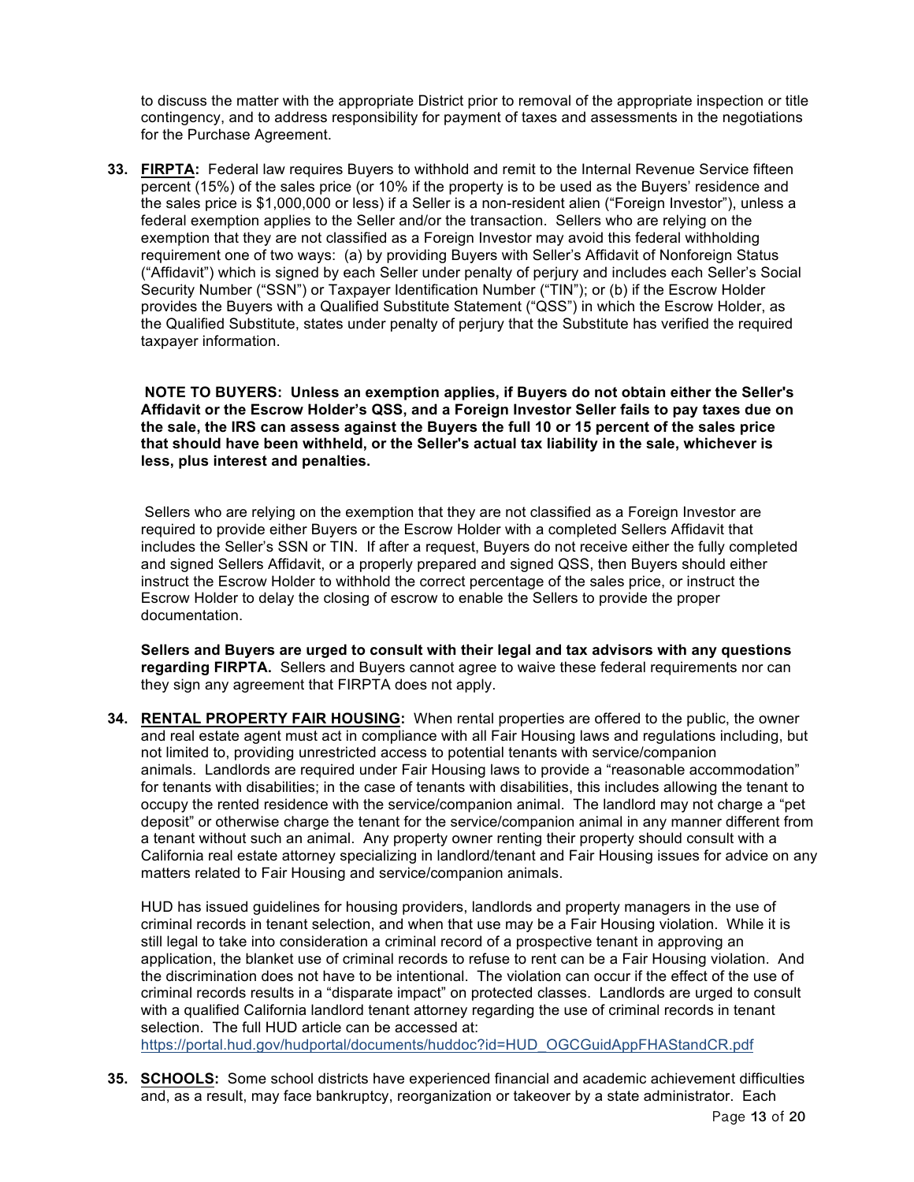to discuss the matter with the appropriate District prior to removal of the appropriate inspection or title contingency, and to address responsibility for payment of taxes and assessments in the negotiations for the Purchase Agreement.

**33. <u>FIRPTA</u>:** Federal law requires Buyers to withhold and remit to the Internal Revenue Service fifteen percent (15%) of the sales price (or 10% if the property is to be used as the Buyers' residence and the sales price is $1,000,000 or less) if a Seller is a non-resident alien ("Foreign Investor"), unless a federal exemption applies to the Seller and/or the transaction. Sellers who are relying on the exemption that they are not classified as a Foreign Investor may avoid this federal withholding requirement one of two ways: (a) by providing Buyers with Seller's Affidavit of Nonforeign Status ("Affidavit") which is signed by each Seller under penalty of perjury and includes each Seller's Social Security Number ("SSN") or Taxpayer Identification Number ("TIN"); or (b) if the Escrow Holder provides the Buyers with a Qualified Substitute Statement ("QSS") in which the Escrow Holder, as the Qualified Substitute, states under penalty of perjury that the Substitute has verified the required taxpayer information.

**NOTE TO BUYERS: Unless an exemption applies, if Buyers do not obtain either the Seller's Affidavit or the Escrow Holder's QSS, and a Foreign Investor Seller fails to pay taxes due on the sale, the IRS can assess against the Buyers the full 10 or 15 percent of the sales price that should have been withheld, or the Seller's actual tax liability in the sale, whichever is less, plus interest and penalties.**

Sellers who are relying on the exemption that they are not classified as a Foreign Investor are required to provide either Buyers or the Escrow Holder with a completed Sellers Affidavit that includes the Seller's SSN or TIN. If after a request, Buyers do not receive either the fully completed and signed Sellers Affidavit, or a properly prepared and signed QSS, then Buyers should either instruct the Escrow Holder to withhold the correct percentage of the sales price, or instruct the Escrow Holder to delay the closing of escrow to enable the Sellers to provide the proper documentation.

**Sellers and Buyers are urged to consult with their legal and tax advisors with any questions regarding FIRPTA.** Sellers and Buyers cannot agree to waive these federal requirements nor can they sign any agreement that FIRPTA does not apply.

**34. <u>RENTAL PROPERTY FAIR HOUSING</u>:** When rental properties are offered to the public, the owner and real estate agent must act in compliance with all Fair Housing laws and regulations including, but not limited to, providing unrestricted access to potential tenants with service/companion animals. Landlords are required under Fair Housing laws to provide a "reasonable accommodation" for tenants with disabilities; in the case of tenants with disabilities, this includes allowing the tenant to occupy the rented residence with the service/companion animal. The landlord may not charge a "pet deposit" or otherwise charge the tenant for the service/companion animal in any manner different from a tenant without such an animal. Any property owner renting their property should consult with a California real estate attorney specializing in landlord/tenant and Fair Housing issues for advice on any matters related to Fair Housing and service/companion animals.

HUD has issued guidelines for housing providers, landlords and property managers in the use of criminal records in tenant selection, and when that use may be a Fair Housing violation. While it is still legal to take into consideration a criminal record of a prospective tenant in approving an application, the blanket use of criminal records to refuse to rent can be a Fair Housing violation. And the discrimination does not have to be intentional. The violation can occur if the effect of the use of criminal records results in a "disparate impact" on protected classes. Landlords are urged to consult with a qualified California landlord tenant attorney regarding the use of criminal records in tenant selection. The full HUD article can be accessed at: https://portal.hud.gov/hudportal/documents/huddoc?id=HUD_OGCGuidAppFHAStandCR.pdf

**35. <u>SCHOOLS</u>:** Some school districts have experienced financial and academic achievement difficulties and, as a result, may face bankruptcy, reorganization or takeover by a state administrator. Each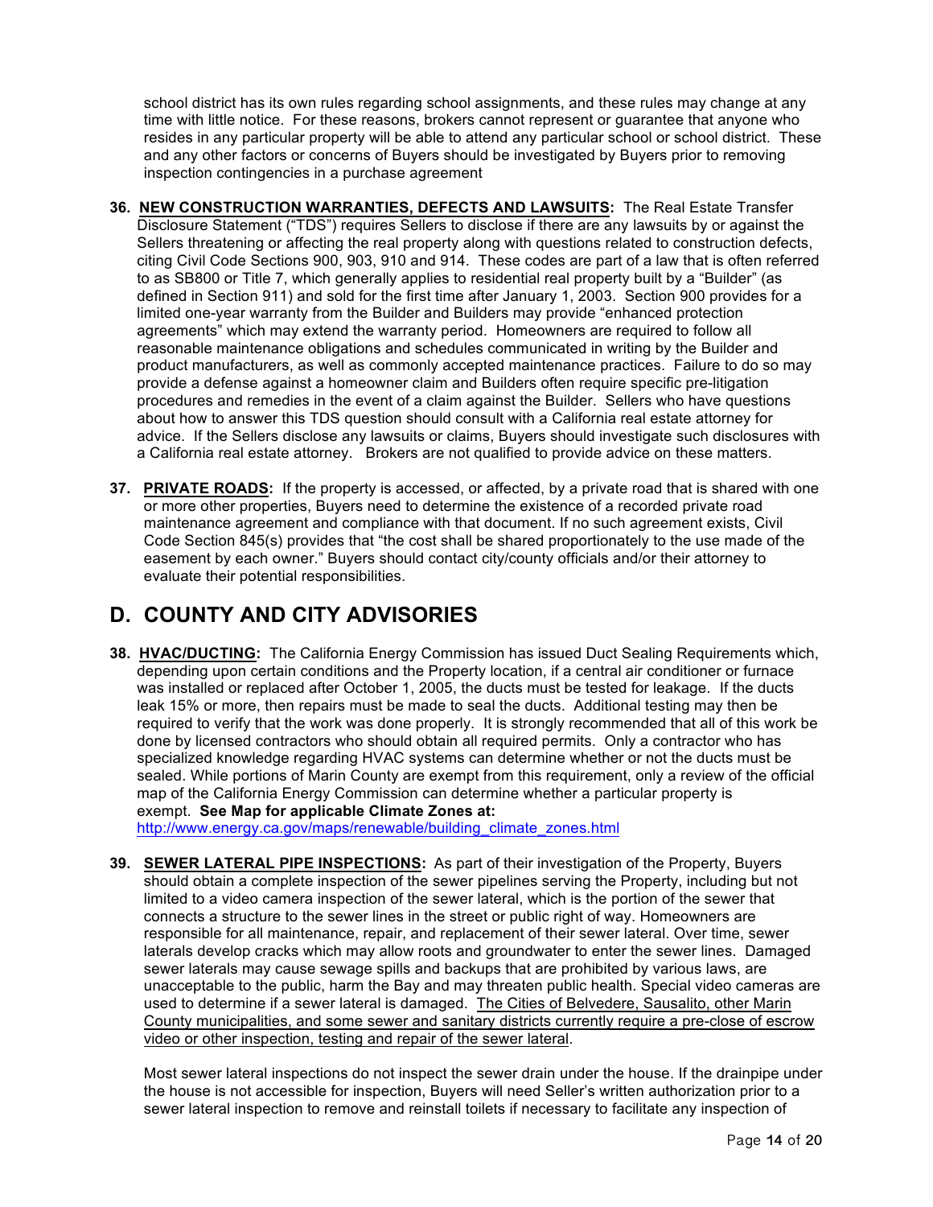school district has its own rules regarding school assignments, and these rules may change at any time with little notice. For these reasons, brokers cannot represent or guarantee that anyone who resides in any particular property will be able to attend any particular school or school district. These and any other factors or concerns of Buyers should be investigated by Buyers prior to removing inspection contingencies in a purchase agreement

**36. <u>NEW CONSTRUCTION WARRANTIES, DEFECTS AND LAWSUITS</u>:** The Real Estate Transfer Disclosure Statement ("TDS") requires Sellers to disclose if there are any lawsuits by or against the Sellers threatening or affecting the real property along with questions related to construction defects, citing Civil Code Sections 900, 903, 910 and 914. These codes are part of a law that is often referred to as SB800 or Title 7, which generally applies to residential real property built by a "Builder" (as defined in Section 911) and sold for the first time after January 1, 2003. Section 900 provides for a limited one-year warranty from the Builder and Builders may provide "enhanced protection agreements" which may extend the warranty period. Homeowners are required to follow all reasonable maintenance obligations and schedules communicated in writing by the Builder and product manufacturers, as well as commonly accepted maintenance practices. Failure to do so may provide a defense against a homeowner claim and Builders often require specific pre-litigation procedures and remedies in the event of a claim against the Builder. Sellers who have questions about how to answer this TDS question should consult with a California real estate attorney for advice. If the Sellers disclose any lawsuits or claims, Buyers should investigate such disclosures with a California real estate attorney. Brokers are not qualified to provide advice on these matters.

**37. <u>PRIVATE ROADS</u>:** If the property is accessed, or affected, by a private road that is shared with one or more other properties, Buyers need to determine the existence of a recorded private road maintenance agreement and compliance with that document. If no such agreement exists, Civil Code Section 845(s) provides that "the cost shall be shared proportionately to the use made of the easement by each owner." Buyers should contact city/county officials and/or their attorney to evaluate their potential responsibilities.

## D. COUNTY AND CITY ADVISORIES

**38. <u>HVAC/DUCTING</u>:** The California Energy Commission has issued Duct Sealing Requirements which, depending upon certain conditions and the Property location, if a central air conditioner or furnace was installed or replaced after October 1, 2005, the ducts must be tested for leakage. If the ducts leak 15% or more, then repairs must be made to seal the ducts. Additional testing may then be required to verify that the work was done properly. It is strongly recommended that all of this work be done by licensed contractors who should obtain all required permits. Only a contractor who has specialized knowledge regarding HVAC systems can determine whether or not the ducts must be sealed. While portions of Marin County are exempt from this requirement, only a review of the official map of the California Energy Commission can determine whether a particular property is exempt. **See Map for applicable Climate Zones at:**
http://www.energy.ca.gov/maps/renewable/building_climate_zones.html

**39. <u>SEWER LATERAL PIPE INSPECTIONS</u>:** As part of their investigation of the Property, Buyers should obtain a complete inspection of the sewer pipelines serving the Property, including but not limited to a video camera inspection of the sewer lateral, which is the portion of the sewer that connects a structure to the sewer lines in the street or public right of way. Homeowners are responsible for all maintenance, repair, and replacement of their sewer lateral. Over time, sewer laterals develop cracks which may allow roots and groundwater to enter the sewer lines. Damaged sewer laterals may cause sewage spills and backups that are prohibited by various laws, are unacceptable to the public, harm the Bay and may threaten public health. Special video cameras are used to determine if a sewer lateral is damaged. <u>The Cities of Belvedere, Sausalito, other Marin County municipalities, and some sewer and sanitary districts currently require a pre-close of escrow video or other inspection, testing and repair of the sewer lateral</u>.

Most sewer lateral inspections do not inspect the sewer drain under the house. If the drainpipe under the house is not accessible for inspection, Buyers will need Seller's written authorization prior to a sewer lateral inspection to remove and reinstall toilets if necessary to facilitate any inspection of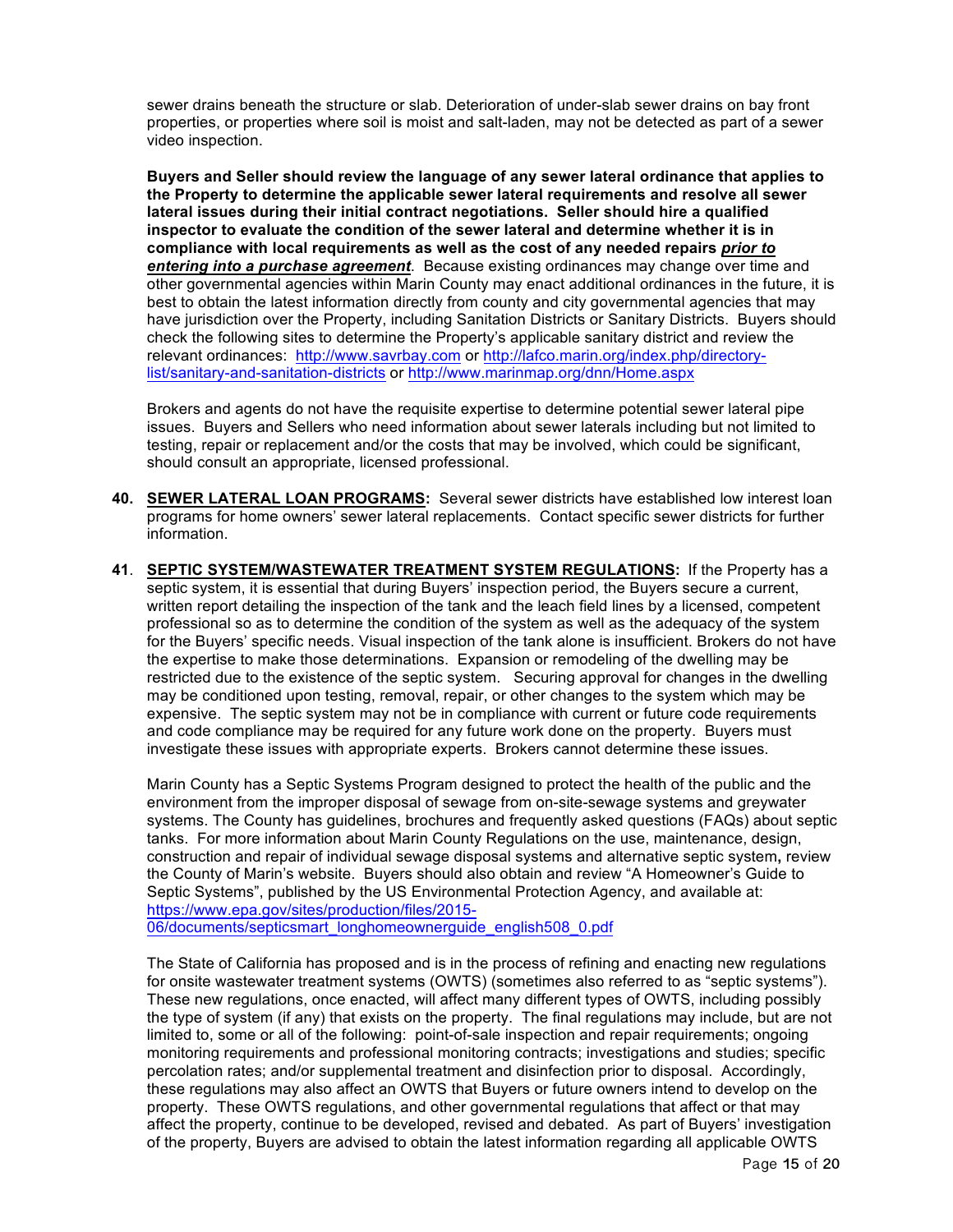sewer drains beneath the structure or slab. Deterioration of under-slab sewer drains on bay front properties, or properties where soil is moist and salt-laden, may not be detected as part of a sewer video inspection.

**Buyers and Seller should review the language of any sewer lateral ordinance that applies to the Property to determine the applicable sewer lateral requirements and resolve all sewer lateral issues during their initial contract negotiations. Seller should hire a qualified inspector to evaluate the condition of the sewer lateral and determine whether it is in compliance with local requirements as well as the cost of any needed repairs *prior to entering into a purchase agreement*.** Because existing ordinances may change over time and other governmental agencies within Marin County may enact additional ordinances in the future, it is best to obtain the latest information directly from county and city governmental agencies that may have jurisdiction over the Property, including Sanitation Districts or Sanitary Districts. Buyers should check the following sites to determine the Property's applicable sanitary district and review the relevant ordinances: http://www.savrbay.com or http://lafco.marin.org/index.php/directory-list/sanitary-and-sanitation-districts or http://www.marinmap.org/dnn/Home.aspx

Brokers and agents do not have the requisite expertise to determine potential sewer lateral pipe issues. Buyers and Sellers who need information about sewer laterals including but not limited to testing, repair or replacement and/or the costs that may be involved, which could be significant, should consult an appropriate, licensed professional.

**40. SEWER LATERAL LOAN PROGRAMS:** Several sewer districts have established low interest loan programs for home owners' sewer lateral replacements. Contact specific sewer districts for further information.

**41. SEPTIC SYSTEM/WASTEWATER TREATMENT SYSTEM REGULATIONS:** If the Property has a septic system, it is essential that during Buyers' inspection period, the Buyers secure a current, written report detailing the inspection of the tank and the leach field lines by a licensed, competent professional so as to determine the condition of the system as well as the adequacy of the system for the Buyers' specific needs. Visual inspection of the tank alone is insufficient. Brokers do not have the expertise to make those determinations. Expansion or remodeling of the dwelling may be restricted due to the existence of the septic system. Securing approval for changes in the dwelling may be conditioned upon testing, removal, repair, or other changes to the system which may be expensive. The septic system may not be in compliance with current or future code requirements and code compliance may be required for any future work done on the property. Buyers must investigate these issues with appropriate experts. Brokers cannot determine these issues.

Marin County has a Septic Systems Program designed to protect the health of the public and the environment from the improper disposal of sewage from on-site-sewage systems and greywater systems. The County has guidelines, brochures and frequently asked questions (FAQs) about septic tanks. For more information about Marin County Regulations on the use, maintenance, design, construction and repair of individual sewage disposal systems and alternative septic system**,** review the County of Marin's website. Buyers should also obtain and review "A Homeowner's Guide to Septic Systems", published by the US Environmental Protection Agency, and available at: https://www.epa.gov/sites/production/files/2015-06/documents/septicsmart_longhomeownerguide_english508_0.pdf

The State of California has proposed and is in the process of refining and enacting new regulations for onsite wastewater treatment systems (OWTS) (sometimes also referred to as "septic systems"). These new regulations, once enacted, will affect many different types of OWTS, including possibly the type of system (if any) that exists on the property. The final regulations may include, but are not limited to, some or all of the following: point-of-sale inspection and repair requirements; ongoing monitoring requirements and professional monitoring contracts; investigations and studies; specific percolation rates; and/or supplemental treatment and disinfection prior to disposal. Accordingly, these regulations may also affect an OWTS that Buyers or future owners intend to develop on the property. These OWTS regulations, and other governmental regulations that affect or that may affect the property, continue to be developed, revised and debated. As part of Buyers' investigation of the property, Buyers are advised to obtain the latest information regarding all applicable OWTS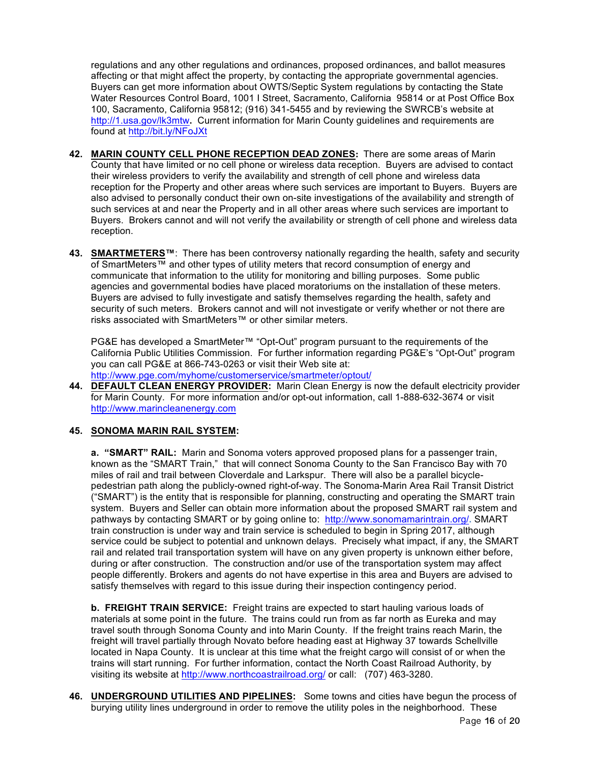regulations and any other regulations and ordinances, proposed ordinances, and ballot measures affecting or that might affect the property, by contacting the appropriate governmental agencies. Buyers can get more information about OWTS/Septic System regulations by contacting the State Water Resources Control Board, 1001 I Street, Sacramento, California 95814 or at Post Office Box 100, Sacramento, California 95812; (916) 341-5455 and by reviewing the SWRCB's website at http://1.usa.gov/lk3mtw**.** Current information for Marin County guidelines and requirements are found at http://bit.ly/NFoJXt

**42. MARIN COUNTY CELL PHONE RECEPTION DEAD ZONES:** There are some areas of Marin County that have limited or no cell phone or wireless data reception. Buyers are advised to contact their wireless providers to verify the availability and strength of cell phone and wireless data reception for the Property and other areas where such services are important to Buyers. Buyers are also advised to personally conduct their own on-site investigations of the availability and strength of such services at and near the Property and in all other areas where such services are important to Buyers. Brokers cannot and will not verify the availability or strength of cell phone and wireless data reception.

**43. SMARTMETERS™**: There has been controversy nationally regarding the health, safety and security of SmartMeters™ and other types of utility meters that record consumption of energy and communicate that information to the utility for monitoring and billing purposes. Some public agencies and governmental bodies have placed moratoriums on the installation of these meters. Buyers are advised to fully investigate and satisfy themselves regarding the health, safety and security of such meters. Brokers cannot and will not investigate or verify whether or not there are risks associated with SmartMeters™ or other similar meters.

PG&E has developed a SmartMeter™ "Opt-Out" program pursuant to the requirements of the California Public Utilities Commission. For further information regarding PG&E's "Opt-Out" program you can call PG&E at 866-743-0263 or visit their Web site at: http://www.pge.com/myhome/customerservice/smartmeter/optout/

**44. DEFAULT CLEAN ENERGY PROVIDER:** Marin Clean Energy is now the default electricity provider for Marin County. For more information and/or opt-out information, call 1-888-632-3674 or visit http://www.marincleanenergy.com

**45. SONOMA MARIN RAIL SYSTEM:**

**a. "SMART" RAIL:** Marin and Sonoma voters approved proposed plans for a passenger train, known as the "SMART Train," that will connect Sonoma County to the San Francisco Bay with 70 miles of rail and trail between Cloverdale and Larkspur. There will also be a parallel bicycle-pedestrian path along the publicly-owned right-of-way. The Sonoma-Marin Area Rail Transit District ("SMART") is the entity that is responsible for planning, constructing and operating the SMART train system. Buyers and Seller can obtain more information about the proposed SMART rail system and pathways by contacting SMART or by going online to: http://www.sonomamarintrain.org/. SMART train construction is under way and train service is scheduled to begin in Spring 2017, although service could be subject to potential and unknown delays. Precisely what impact, if any, the SMART rail and related trail transportation system will have on any given property is unknown either before, during or after construction. The construction and/or use of the transportation system may affect people differently. Brokers and agents do not have expertise in this area and Buyers are advised to satisfy themselves with regard to this issue during their inspection contingency period.

**b. FREIGHT TRAIN SERVICE:** Freight trains are expected to start hauling various loads of materials at some point in the future. The trains could run from as far north as Eureka and may travel south through Sonoma County and into Marin County. If the freight trains reach Marin, the freight will travel partially through Novato before heading east at Highway 37 towards Schellville located in Napa County. It is unclear at this time what the freight cargo will consist of or when the trains will start running. For further information, contact the North Coast Railroad Authority, by visiting its website at http://www.northcoastrailroad.org/ or call: (707) 463-3280.

**46. UNDERGROUND UTILITIES AND PIPELINES:** Some towns and cities have begun the process of burying utility lines underground in order to remove the utility poles in the neighborhood. These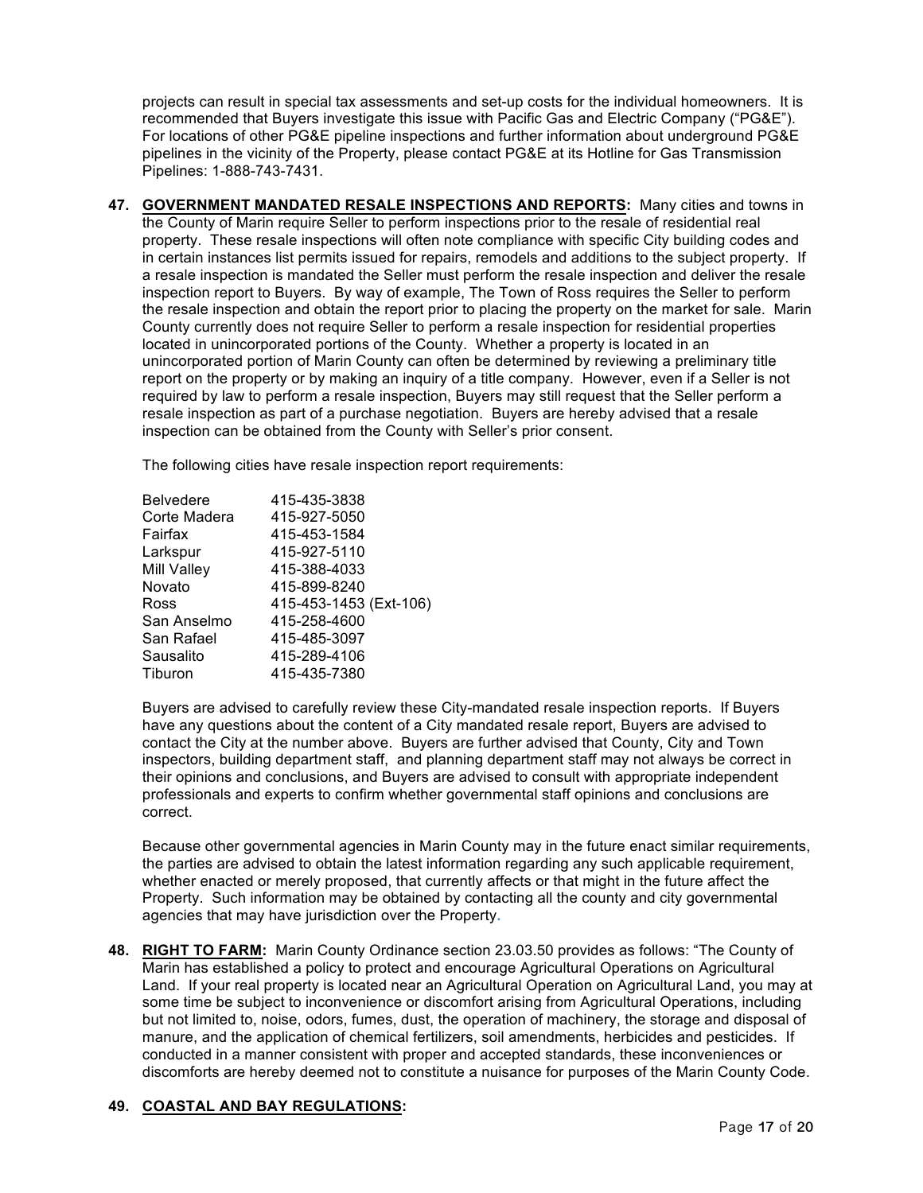projects can result in special tax assessments and set-up costs for the individual homeowners. It is recommended that Buyers investigate this issue with Pacific Gas and Electric Company ("PG&E"). For locations of other PG&E pipeline inspections and further information about underground PG&E pipelines in the vicinity of the Property, please contact PG&E at its Hotline for Gas Transmission Pipelines: 1-888-743-7431.

**47. <u>GOVERNMENT MANDATED RESALE INSPECTIONS AND REPORTS</u>:** Many cities and towns in the County of Marin require Seller to perform inspections prior to the resale of residential real property. These resale inspections will often note compliance with specific City building codes and in certain instances list permits issued for repairs, remodels and additions to the subject property. If a resale inspection is mandated the Seller must perform the resale inspection and deliver the resale inspection report to Buyers. By way of example, The Town of Ross requires the Seller to perform the resale inspection and obtain the report prior to placing the property on the market for sale. Marin County currently does not require Seller to perform a resale inspection for residential properties located in unincorporated portions of the County. Whether a property is located in an unincorporated portion of Marin County can often be determined by reviewing a preliminary title report on the property or by making an inquiry of a title company. However, even if a Seller is not required by law to perform a resale inspection, Buyers may still request that the Seller perform a resale inspection as part of a purchase negotiation. Buyers are hereby advised that a resale inspection can be obtained from the County with Seller's prior consent.

The following cities have resale inspection report requirements:

| | |
|---|---|
| Belvedere | 415-435-3838 |
| Corte Madera | 415-927-5050 |
| Fairfax | 415-453-1584 |
| Larkspur | 415-927-5110 |
| Mill Valley | 415-388-4033 |
| Novato | 415-899-8240 |
| Ross | 415-453-1453 (Ext-106) |
| San Anselmo | 415-258-4600 |
| San Rafael | 415-485-3097 |
| Sausalito | 415-289-4106 |
| Tiburon | 415-435-7380 |

Buyers are advised to carefully review these City-mandated resale inspection reports. If Buyers have any questions about the content of a City mandated resale report, Buyers are advised to contact the City at the number above. Buyers are further advised that County, City and Town inspectors, building department staff, and planning department staff may not always be correct in their opinions and conclusions, and Buyers are advised to consult with appropriate independent professionals and experts to confirm whether governmental staff opinions and conclusions are correct.

Because other governmental agencies in Marin County may in the future enact similar requirements, the parties are advised to obtain the latest information regarding any such applicable requirement, whether enacted or merely proposed, that currently affects or that might in the future affect the Property. Such information may be obtained by contacting all the county and city governmental agencies that may have jurisdiction over the Property.

**48. <u>RIGHT TO FARM</u>:** Marin County Ordinance section 23.03.50 provides as follows: "The County of Marin has established a policy to protect and encourage Agricultural Operations on Agricultural Land. If your real property is located near an Agricultural Operation on Agricultural Land, you may at some time be subject to inconvenience or discomfort arising from Agricultural Operations, including but not limited to, noise, odors, fumes, dust, the operation of machinery, the storage and disposal of manure, and the application of chemical fertilizers, soil amendments, herbicides and pesticides. If conducted in a manner consistent with proper and accepted standards, these inconveniences or discomforts are hereby deemed not to constitute a nuisance for purposes of the Marin County Code.

**49. <u>COASTAL AND BAY REGULATIONS</u>:**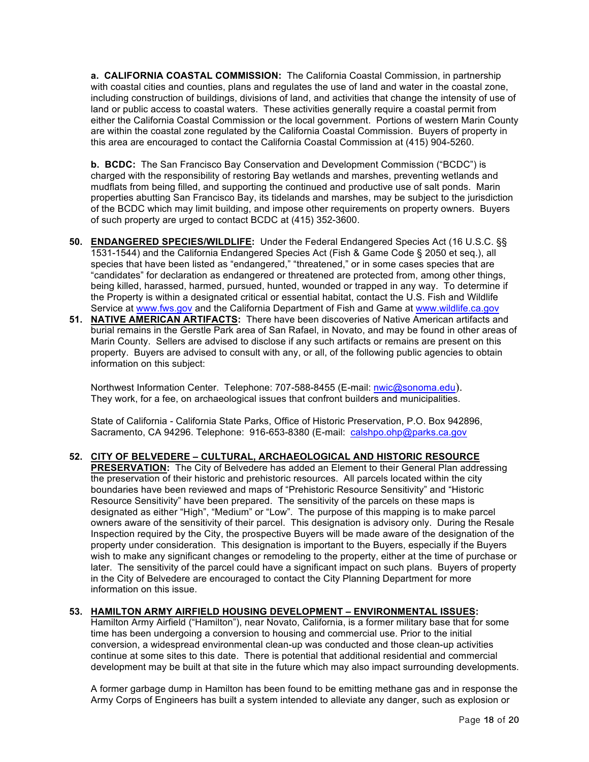**a. CALIFORNIA COASTAL COMMISSION:** The California Coastal Commission, in partnership with coastal cities and counties, plans and regulates the use of land and water in the coastal zone, including construction of buildings, divisions of land, and activities that change the intensity of use of land or public access to coastal waters. These activities generally require a coastal permit from either the California Coastal Commission or the local government. Portions of western Marin County are within the coastal zone regulated by the California Coastal Commission. Buyers of property in this area are encouraged to contact the California Coastal Commission at (415) 904-5260.

**b. BCDC:** The San Francisco Bay Conservation and Development Commission ("BCDC") is charged with the responsibility of restoring Bay wetlands and marshes, preventing wetlands and mudflats from being filled, and supporting the continued and productive use of salt ponds. Marin properties abutting San Francisco Bay, its tidelands and marshes, may be subject to the jurisdiction of the BCDC which may limit building, and impose other requirements on property owners. Buyers of such property are urged to contact BCDC at (415) 352-3600.

**50. ENDANGERED SPECIES/WILDLIFE:** Under the Federal Endangered Species Act (16 U.S.C. §§ 1531-1544) and the California Endangered Species Act (Fish & Game Code § 2050 et seq.), all species that have been listed as "endangered," "threatened," or in some cases species that are "candidates" for declaration as endangered or threatened are protected from, among other things, being killed, harassed, harmed, pursued, hunted, wounded or trapped in any way. To determine if the Property is within a designated critical or essential habitat, contact the U.S. Fish and Wildlife Service at www.fws.gov and the California Department of Fish and Game at www.wildlife.ca.gov

**51. NATIVE AMERICAN ARTIFACTS:** There have been discoveries of Native American artifacts and burial remains in the Gerstle Park area of San Rafael, in Novato, and may be found in other areas of Marin County. Sellers are advised to disclose if any such artifacts or remains are present on this property. Buyers are advised to consult with any, or all, of the following public agencies to obtain information on this subject:

Northwest Information Center. Telephone: 707-588-8455 (E-mail: nwic@sonoma.edu). They work, for a fee, on archaeological issues that confront builders and municipalities.

State of California - California State Parks, Office of Historic Preservation, P.O. Box 942896, Sacramento, CA 94296. Telephone: 916-653-8380 (E-mail: calshpo.ohp@parks.ca.gov

**52. CITY OF BELVEDERE – CULTURAL, ARCHAEOLOGICAL AND HISTORIC RESOURCE PRESERVATION:** The City of Belvedere has added an Element to their General Plan addressing the preservation of their historic and prehistoric resources. All parcels located within the city boundaries have been reviewed and maps of "Prehistoric Resource Sensitivity" and "Historic Resource Sensitivity" have been prepared. The sensitivity of the parcels on these maps is designated as either "High", "Medium" or "Low". The purpose of this mapping is to make parcel owners aware of the sensitivity of their parcel. This designation is advisory only. During the Resale Inspection required by the City, the prospective Buyers will be made aware of the designation of the property under consideration. This designation is important to the Buyers, especially if the Buyers wish to make any significant changes or remodeling to the property, either at the time of purchase or later. The sensitivity of the parcel could have a significant impact on such plans. Buyers of property in the City of Belvedere are encouraged to contact the City Planning Department for more information on this issue.

**53. HAMILTON ARMY AIRFIELD HOUSING DEVELOPMENT – ENVIRONMENTAL ISSUES:** Hamilton Army Airfield ("Hamilton"), near Novato, California, is a former military base that for some time has been undergoing a conversion to housing and commercial use. Prior to the initial conversion, a widespread environmental clean-up was conducted and those clean-up activities continue at some sites to this date. There is potential that additional residential and commercial development may be built at that site in the future which may also impact surrounding developments.

A former garbage dump in Hamilton has been found to be emitting methane gas and in response the Army Corps of Engineers has built a system intended to alleviate any danger, such as explosion or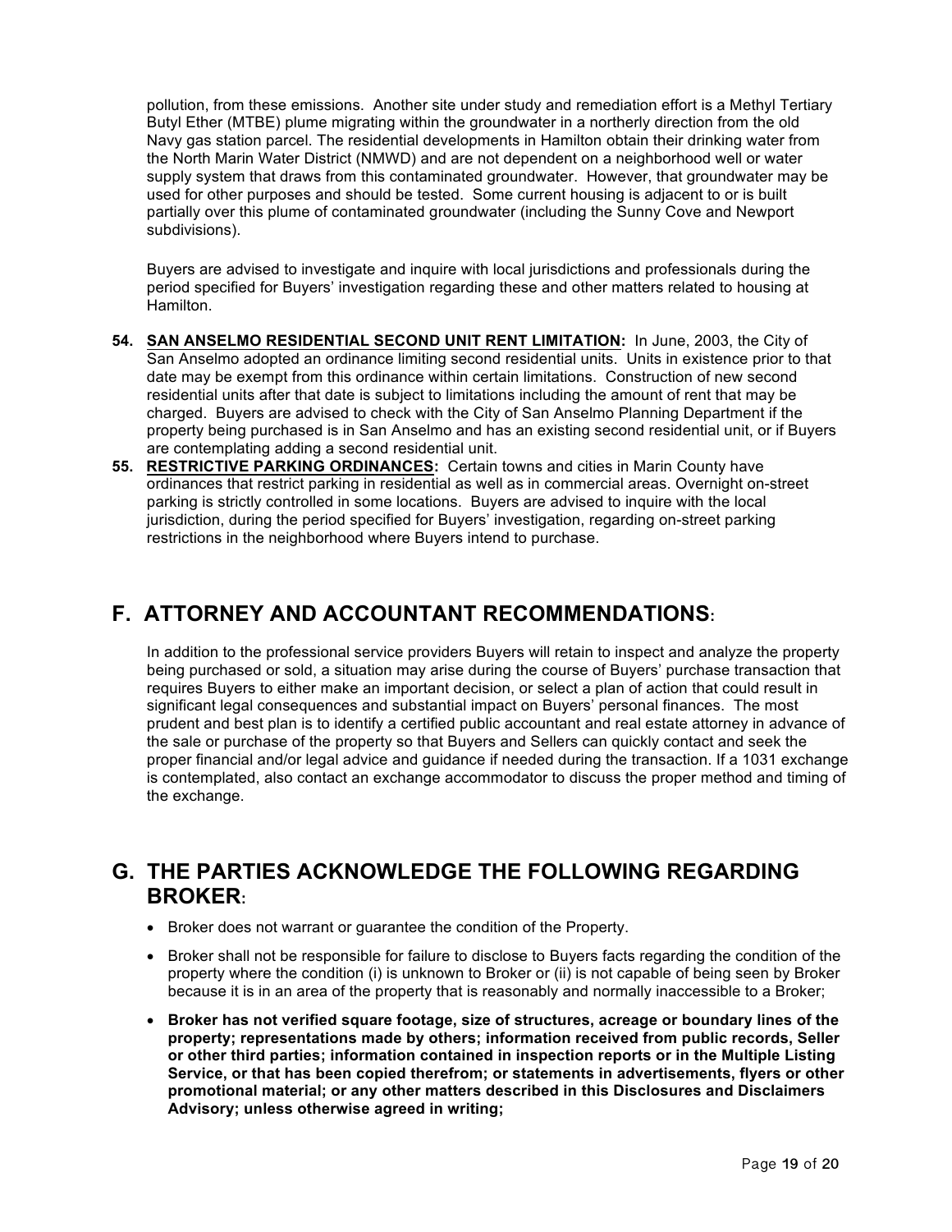pollution, from these emissions. Another site under study and remediation effort is a Methyl Tertiary Butyl Ether (MTBE) plume migrating within the groundwater in a northerly direction from the old Navy gas station parcel. The residential developments in Hamilton obtain their drinking water from the North Marin Water District (NMWD) and are not dependent on a neighborhood well or water supply system that draws from this contaminated groundwater. However, that groundwater may be used for other purposes and should be tested. Some current housing is adjacent to or is built partially over this plume of contaminated groundwater (including the Sunny Cove and Newport subdivisions).

Buyers are advised to investigate and inquire with local jurisdictions and professionals during the period specified for Buyers' investigation regarding these and other matters related to housing at Hamilton.

54. **SAN ANSELMO RESIDENTIAL SECOND UNIT RENT LIMITATION:** In June, 2003, the City of San Anselmo adopted an ordinance limiting second residential units. Units in existence prior to that date may be exempt from this ordinance within certain limitations. Construction of new second residential units after that date is subject to limitations including the amount of rent that may be charged. Buyers are advised to check with the City of San Anselmo Planning Department if the property being purchased is in San Anselmo and has an existing second residential unit, or if Buyers are contemplating adding a second residential unit.
55. **RESTRICTIVE PARKING ORDINANCES:** Certain towns and cities in Marin County have ordinances that restrict parking in residential as well as in commercial areas. Overnight on-street parking is strictly controlled in some locations. Buyers are advised to inquire with the local jurisdiction, during the period specified for Buyers' investigation, regarding on-street parking restrictions in the neighborhood where Buyers intend to purchase.

## F. ATTORNEY AND ACCOUNTANT RECOMMENDATIONS:

In addition to the professional service providers Buyers will retain to inspect and analyze the property being purchased or sold, a situation may arise during the course of Buyers' purchase transaction that requires Buyers to either make an important decision, or select a plan of action that could result in significant legal consequences and substantial impact on Buyers' personal finances. The most prudent and best plan is to identify a certified public accountant and real estate attorney in advance of the sale or purchase of the property so that Buyers and Sellers can quickly contact and seek the proper financial and/or legal advice and guidance if needed during the transaction. If a 1031 exchange is contemplated, also contact an exchange accommodator to discuss the proper method and timing of the exchange.

## G. THE PARTIES ACKNOWLEDGE THE FOLLOWING REGARDING BROKER:

- Broker does not warrant or guarantee the condition of the Property.
- Broker shall not be responsible for failure to disclose to Buyers facts regarding the condition of the property where the condition (i) is unknown to Broker or (ii) is not capable of being seen by Broker because it is in an area of the property that is reasonably and normally inaccessible to a Broker;
- **Broker has not verified square footage, size of structures, acreage or boundary lines of the property; representations made by others; information received from public records, Seller or other third parties; information contained in inspection reports or in the Multiple Listing Service, or that has been copied therefrom; or statements in advertisements, flyers or other promotional material; or any other matters described in this Disclosures and Disclaimers Advisory; unless otherwise agreed in writing;**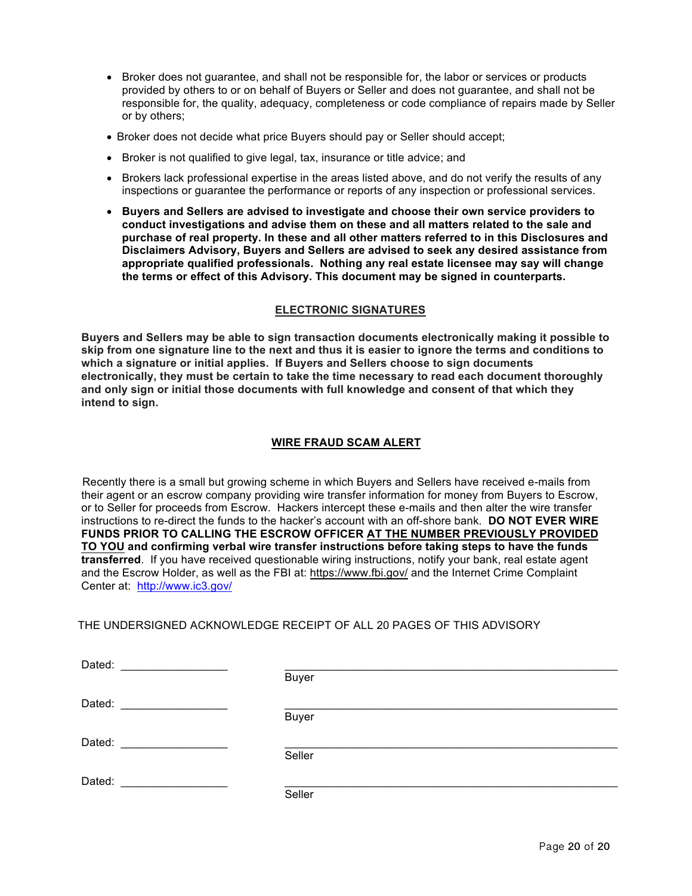- Broker does not guarantee, and shall not be responsible for, the labor or services or products provided by others to or on behalf of Buyers or Seller and does not guarantee, and shall not be responsible for, the quality, adequacy, completeness or code compliance of repairs made by Seller or by others;
- Broker does not decide what price Buyers should pay or Seller should accept;
- Broker is not qualified to give legal, tax, insurance or title advice; and
- Brokers lack professional expertise in the areas listed above, and do not verify the results of any inspections or guarantee the performance or reports of any inspection or professional services.
- **Buyers and Sellers are advised to investigate and choose their own service providers to conduct investigations and advise them on these and all matters related to the sale and purchase of real property. In these and all other matters referred to in this Disclosures and Disclaimers Advisory, Buyers and Sellers are advised to seek any desired assistance from appropriate qualified professionals. Nothing any real estate licensee may say will change the terms or effect of this Advisory. This document may be signed in counterparts.**

## ELECTRONIC SIGNATURES

**Buyers and Sellers may be able to sign transaction documents electronically making it possible to skip from one signature line to the next and thus it is easier to ignore the terms and conditions to which a signature or initial applies. If Buyers and Sellers choose to sign documents electronically, they must be certain to take the time necessary to read each document thoroughly and only sign or initial those documents with full knowledge and consent of that which they intend to sign.**

## WIRE FRAUD SCAM ALERT

Recently there is a small but growing scheme in which Buyers and Sellers have received e-mails from their agent or an escrow company providing wire transfer information for money from Buyers to Escrow, or to Seller for proceeds from Escrow. Hackers intercept these e-mails and then alter the wire transfer instructions to re-direct the funds to the hacker's account with an off-shore bank. **DO NOT EVER WIRE FUNDS PRIOR TO CALLING THE ESCROW OFFICER AT THE NUMBER PREVIOUSLY PROVIDED TO YOU and confirming verbal wire transfer instructions before taking steps to have the funds transferred**. If you have received questionable wiring instructions, notify your bank, real estate agent and the Escrow Holder, as well as the FBI at: https://www.fbi.gov/ and the Internet Crime Complaint Center at: http://www.ic3.gov/

THE UNDERSIGNED ACKNOWLEDGE RECEIPT OF ALL 20 PAGES OF THIS ADVISORY

Dated: ________________ ____________________________________________ Buyer

Dated: ________________ ____________________________________________ Buyer

Dated: ________________ ____________________________________________ Seller

Dated: ________________ ____________________________________________ Seller